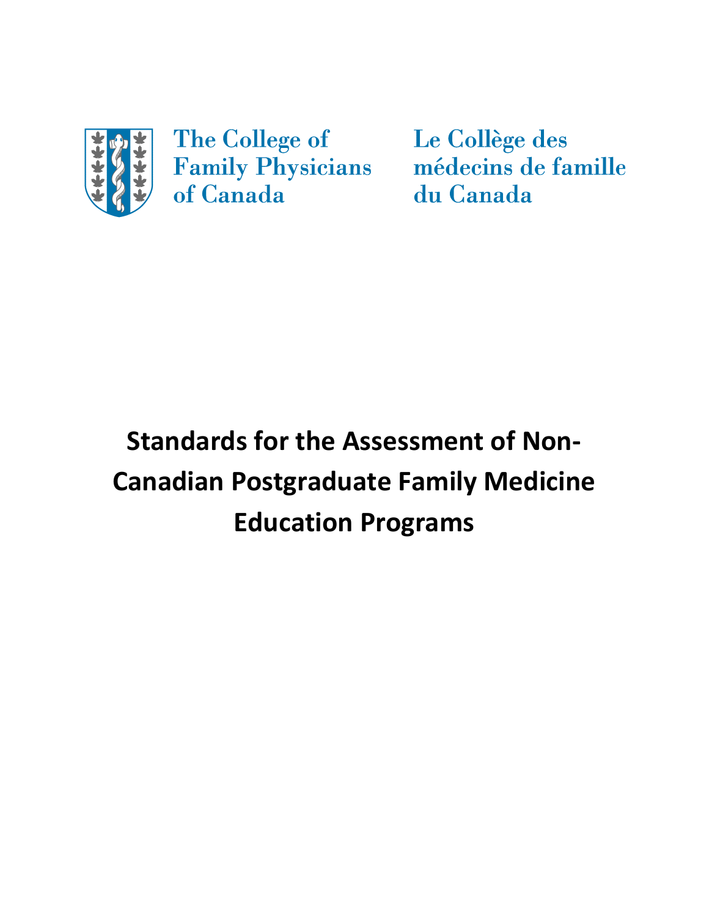The College of Family Physicians of Canada

Le Collège des médecins de famille du Canada

# Standards for the Assessment of Non-Canadian Postgraduate Family Medicine Education Programs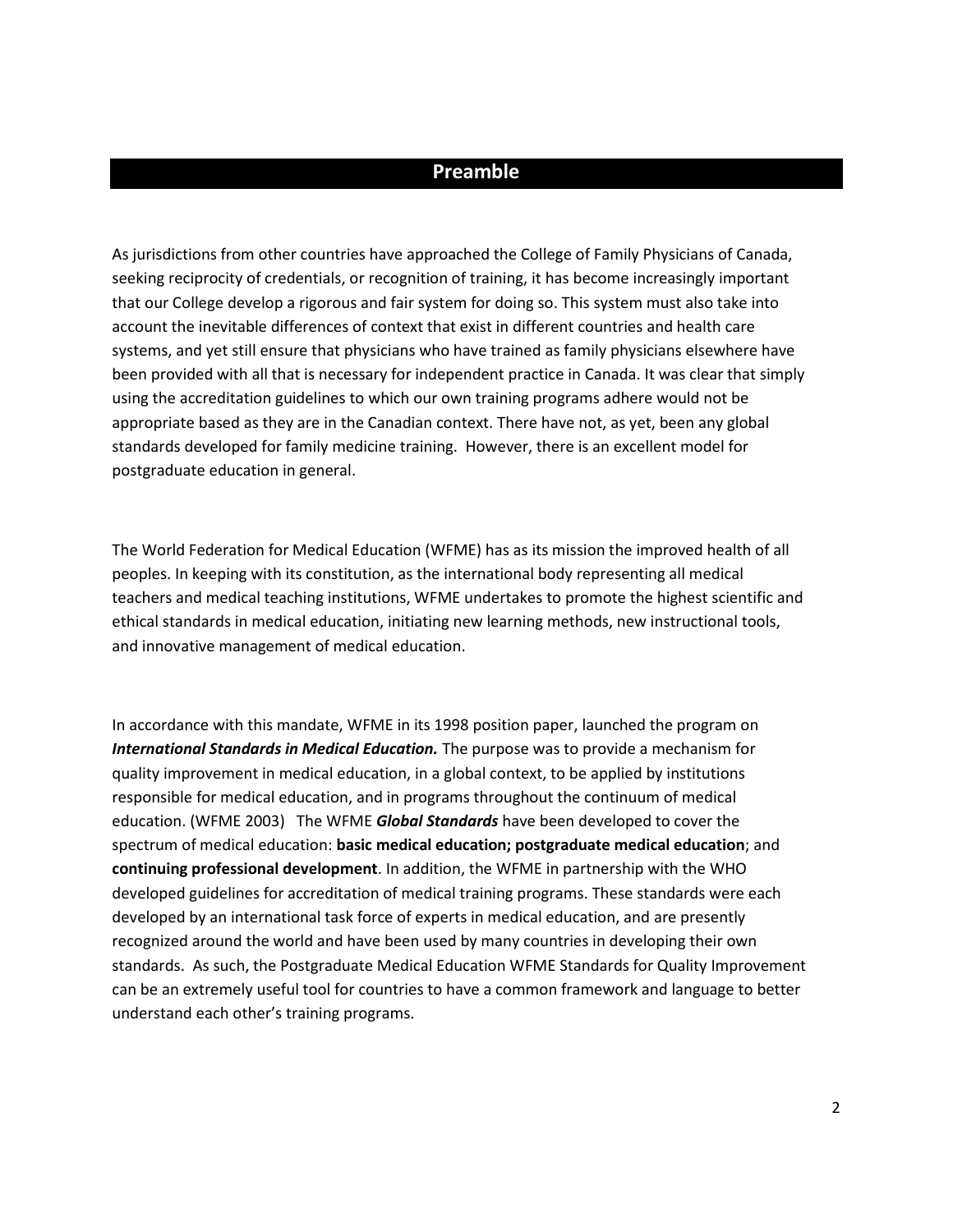## Preamble

As jurisdictions from other countries have approached the College of Family Physicians of Canada, seeking reciprocity of credentials, or recognition of training, it has become increasingly important that our College develop a rigorous and fair system for doing so. This system must also take into account the inevitable differences of context that exist in different countries and health care systems, and yet still ensure that physicians who have trained as family physicians elsewhere have been provided with all that is necessary for independent practice in Canada. It was clear that simply using the accreditation guidelines to which our own training programs adhere would not be appropriate based as they are in the Canadian context. There have not, as yet, been any global standards developed for family medicine training. However, there is an excellent model for postgraduate education in general.

The World Federation for Medical Education (WFME) has as its mission the improved health of all peoples. In keeping with its constitution, as the international body representing all medical teachers and medical teaching institutions, WFME undertakes to promote the highest scientific and ethical standards in medical education, initiating new learning methods, new instructional tools, and innovative management of medical education.

In accordance with this mandate, WFME in its 1998 position paper, launched the program on ***International Standards in Medical Education.*** The purpose was to provide a mechanism for quality improvement in medical education, in a global context, to be applied by institutions responsible for medical education, and in programs throughout the continuum of medical education. (WFME 2003) The WFME ***Global Standards*** have been developed to cover the spectrum of medical education: **basic medical education; postgraduate medical education**; and **continuing professional development**. In addition, the WFME in partnership with the WHO developed guidelines for accreditation of medical training programs. These standards were each developed by an international task force of experts in medical education, and are presently recognized around the world and have been used by many countries in developing their own standards. As such, the Postgraduate Medical Education WFME Standards for Quality Improvement can be an extremely useful tool for countries to have a common framework and language to better understand each other's training programs.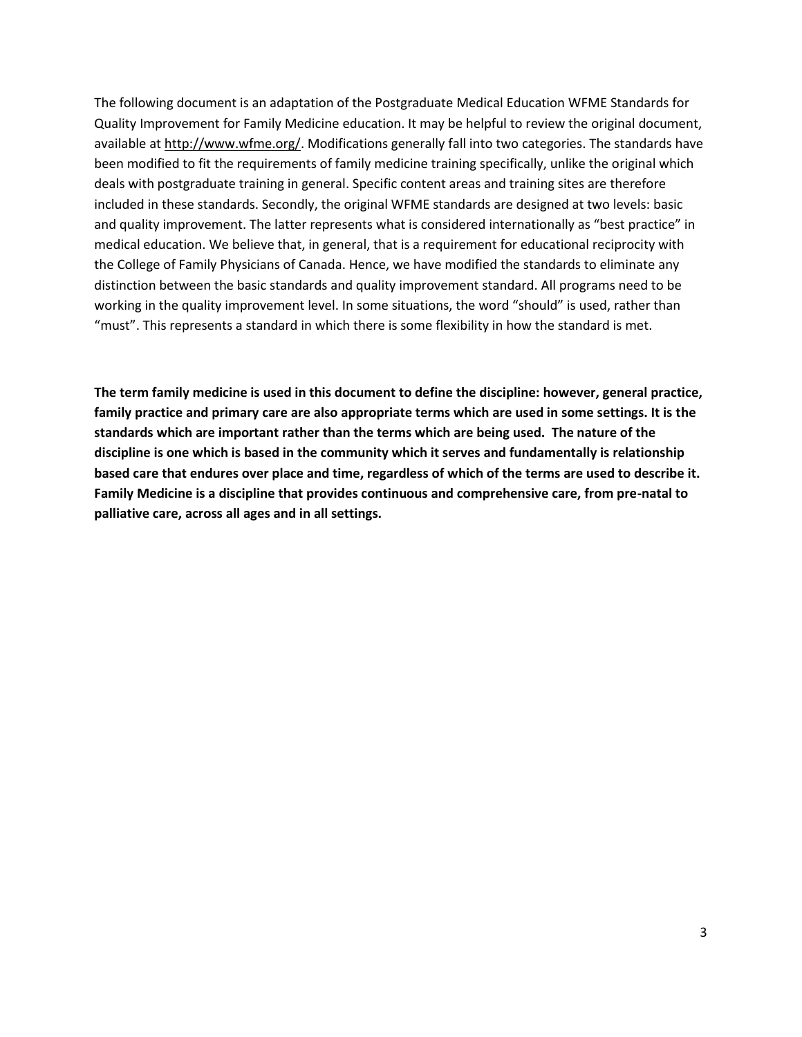The following document is an adaptation of the Postgraduate Medical Education WFME Standards for Quality Improvement for Family Medicine education. It may be helpful to review the original document, available at http://www.wfme.org/. Modifications generally fall into two categories. The standards have been modified to fit the requirements of family medicine training specifically, unlike the original which deals with postgraduate training in general. Specific content areas and training sites are therefore included in these standards. Secondly, the original WFME standards are designed at two levels: basic and quality improvement. The latter represents what is considered internationally as "best practice" in medical education. We believe that, in general, that is a requirement for educational reciprocity with the College of Family Physicians of Canada. Hence, we have modified the standards to eliminate any distinction between the basic standards and quality improvement standard. All programs need to be working in the quality improvement level. In some situations, the word "should" is used, rather than "must". This represents a standard in which there is some flexibility in how the standard is met.

**The term family medicine is used in this document to define the discipline: however, general practice, family practice and primary care are also appropriate terms which are used in some settings. It is the standards which are important rather than the terms which are being used. The nature of the discipline is one which is based in the community which it serves and fundamentally is relationship based care that endures over place and time, regardless of which of the terms are used to describe it. Family Medicine is a discipline that provides continuous and comprehensive care, from pre-natal to palliative care, across all ages and in all settings.**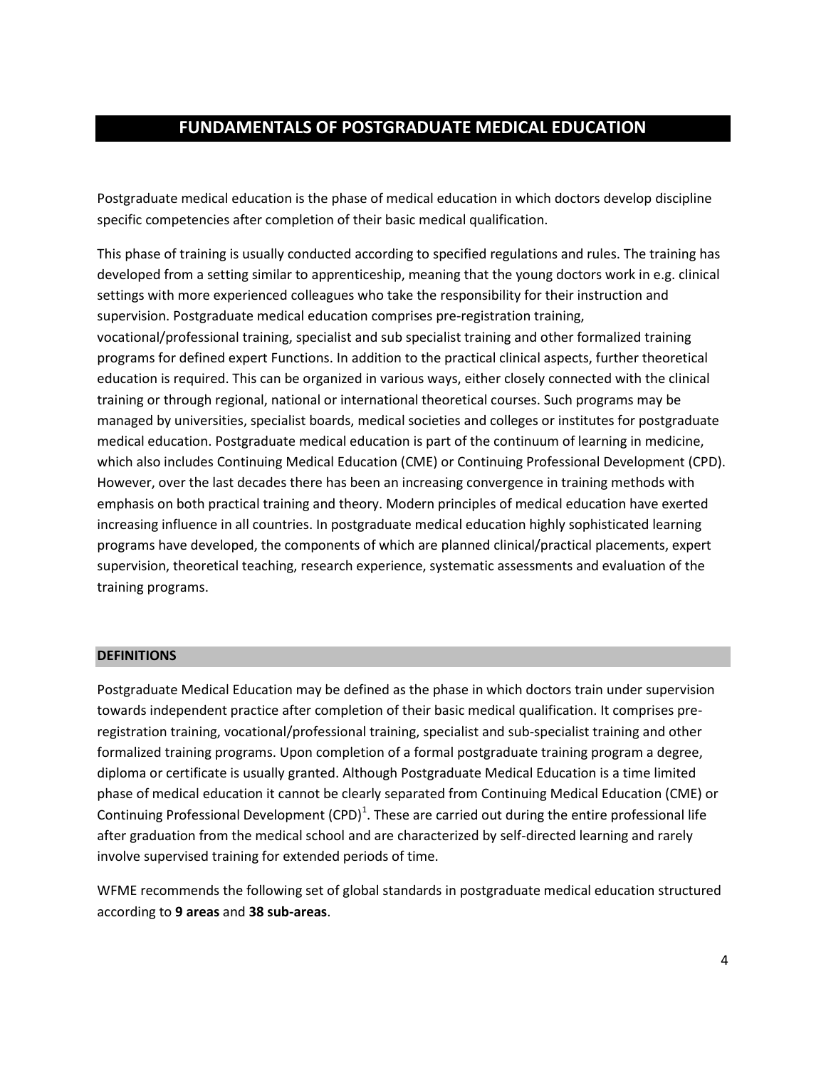# FUNDAMENTALS OF POSTGRADUATE MEDICAL EDUCATION

Postgraduate medical education is the phase of medical education in which doctors develop discipline specific competencies after completion of their basic medical qualification.

This phase of training is usually conducted according to specified regulations and rules. The training has developed from a setting similar to apprenticeship, meaning that the young doctors work in e.g. clinical settings with more experienced colleagues who take the responsibility for their instruction and supervision. Postgraduate medical education comprises pre-registration training, vocational/professional training, specialist and sub specialist training and other formalized training programs for defined expert Functions. In addition to the practical clinical aspects, further theoretical education is required. This can be organized in various ways, either closely connected with the clinical training or through regional, national or international theoretical courses. Such programs may be managed by universities, specialist boards, medical societies and colleges or institutes for postgraduate medical education. Postgraduate medical education is part of the continuum of learning in medicine, which also includes Continuing Medical Education (CME) or Continuing Professional Development (CPD). However, over the last decades there has been an increasing convergence in training methods with emphasis on both practical training and theory. Modern principles of medical education have exerted increasing influence in all countries. In postgraduate medical education highly sophisticated learning programs have developed, the components of which are planned clinical/practical placements, expert supervision, theoretical teaching, research experience, systematic assessments and evaluation of the training programs.

## DEFINITIONS

Postgraduate Medical Education may be defined as the phase in which doctors train under supervision towards independent practice after completion of their basic medical qualification. It comprises pre-registration training, vocational/professional training, specialist and sub-specialist training and other formalized training programs. Upon completion of a formal postgraduate training program a degree, diploma or certificate is usually granted. Although Postgraduate Medical Education is a time limited phase of medical education it cannot be clearly separated from Continuing Medical Education (CME) or Continuing Professional Development (CPD)[1]. These are carried out during the entire professional life after graduation from the medical school and are characterized by self-directed learning and rarely involve supervised training for extended periods of time.

WFME recommends the following set of global standards in postgraduate medical education structured according to **9 areas** and **38 sub-areas**.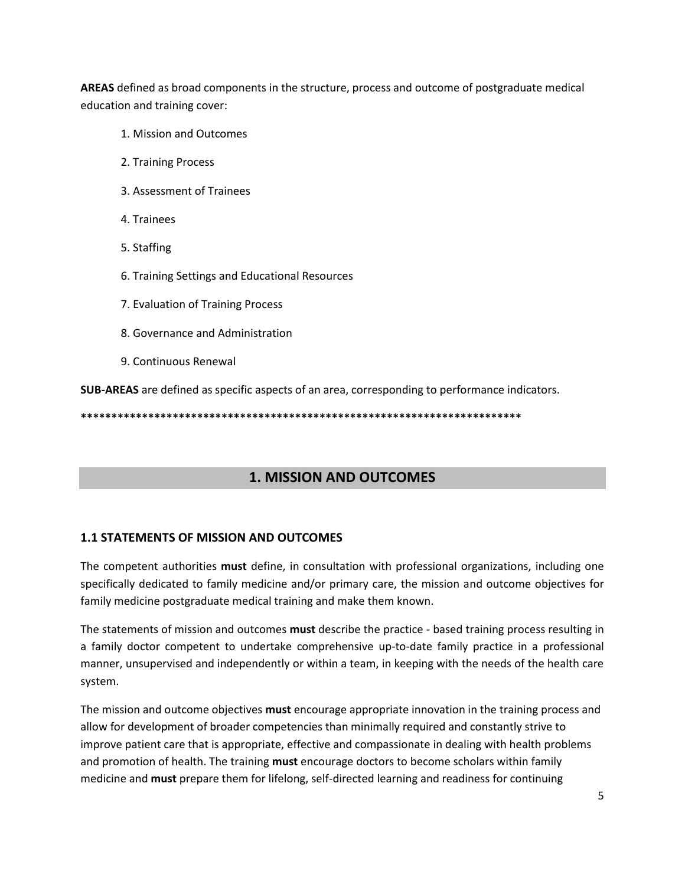**AREAS** defined as broad components in the structure, process and outcome of postgraduate medical education and training cover:

1. Mission and Outcomes
2. Training Process
3. Assessment of Trainees
4. Trainees
5. Staffing
6. Training Settings and Educational Resources
7. Evaluation of Training Process
8. Governance and Administration
9. Continuous Renewal

**SUB-AREAS** are defined as specific aspects of an area, corresponding to performance indicators.

**************************************************************************

## 1. MISSION AND OUTCOMES

### 1.1 STATEMENTS OF MISSION AND OUTCOMES

The competent authorities **must** define, in consultation with professional organizations, including one specifically dedicated to family medicine and/or primary care, the mission and outcome objectives for family medicine postgraduate medical training and make them known.

The statements of mission and outcomes **must** describe the practice - based training process resulting in a family doctor competent to undertake comprehensive up-to-date family practice in a professional manner, unsupervised and independently or within a team, in keeping with the needs of the health care system.

The mission and outcome objectives **must** encourage appropriate innovation in the training process and allow for development of broader competencies than minimally required and constantly strive to improve patient care that is appropriate, effective and compassionate in dealing with health problems and promotion of health. The training **must** encourage doctors to become scholars within family medicine and **must** prepare them for lifelong, self-directed learning and readiness for continuing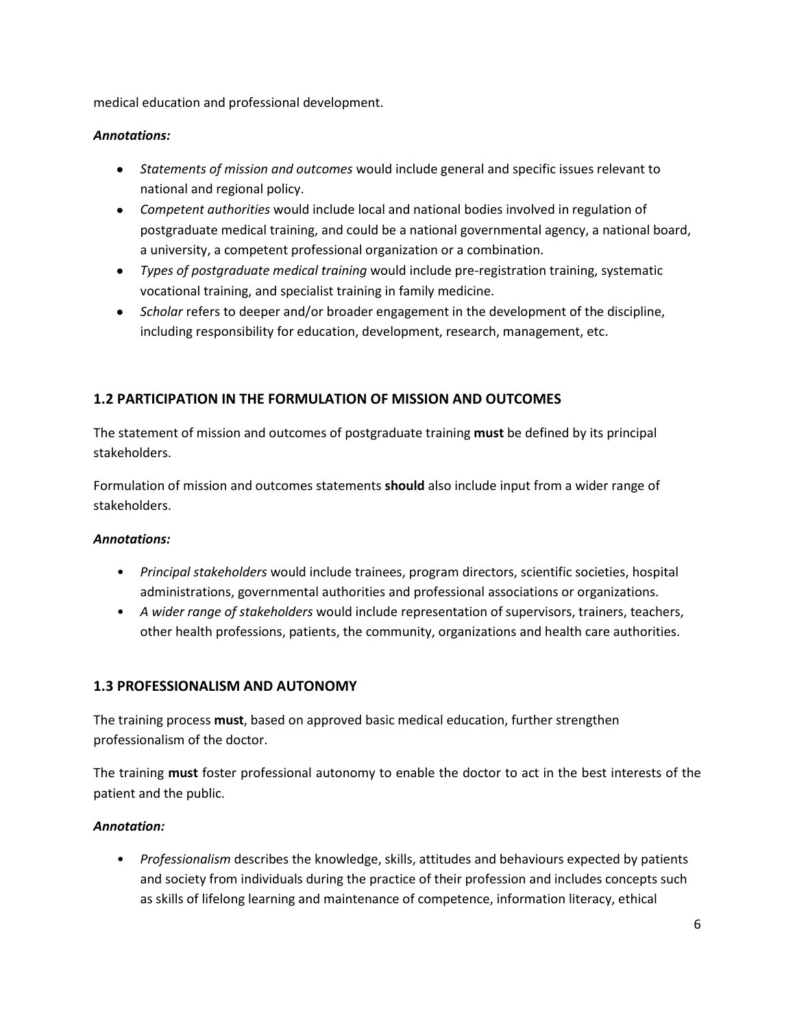medical education and professional development.

***Annotations:***

- *Statements of mission and outcomes* would include general and specific issues relevant to national and regional policy.
- *Competent authorities* would include local and national bodies involved in regulation of postgraduate medical training, and could be a national governmental agency, a national board, a university, a competent professional organization or a combination.
- *Types of postgraduate medical training* would include pre-registration training, systematic vocational training, and specialist training in family medicine.
- *Scholar* refers to deeper and/or broader engagement in the development of the discipline, including responsibility for education, development, research, management, etc.

## 1.2 PARTICIPATION IN THE FORMULATION OF MISSION AND OUTCOMES

The statement of mission and outcomes of postgraduate training **must** be defined by its principal stakeholders.

Formulation of mission and outcomes statements **should** also include input from a wider range of stakeholders.

***Annotations:***

- *Principal stakeholders* would include trainees, program directors, scientific societies, hospital administrations, governmental authorities and professional associations or organizations.
- *A wider range of stakeholders* would include representation of supervisors, trainers, teachers, other health professions, patients, the community, organizations and health care authorities.

## 1.3 PROFESSIONALISM AND AUTONOMY

The training process **must**, based on approved basic medical education, further strengthen professionalism of the doctor.

The training **must** foster professional autonomy to enable the doctor to act in the best interests of the patient and the public.

***Annotation:***

- *Professionalism* describes the knowledge, skills, attitudes and behaviours expected by patients and society from individuals during the practice of their profession and includes concepts such as skills of lifelong learning and maintenance of competence, information literacy, ethical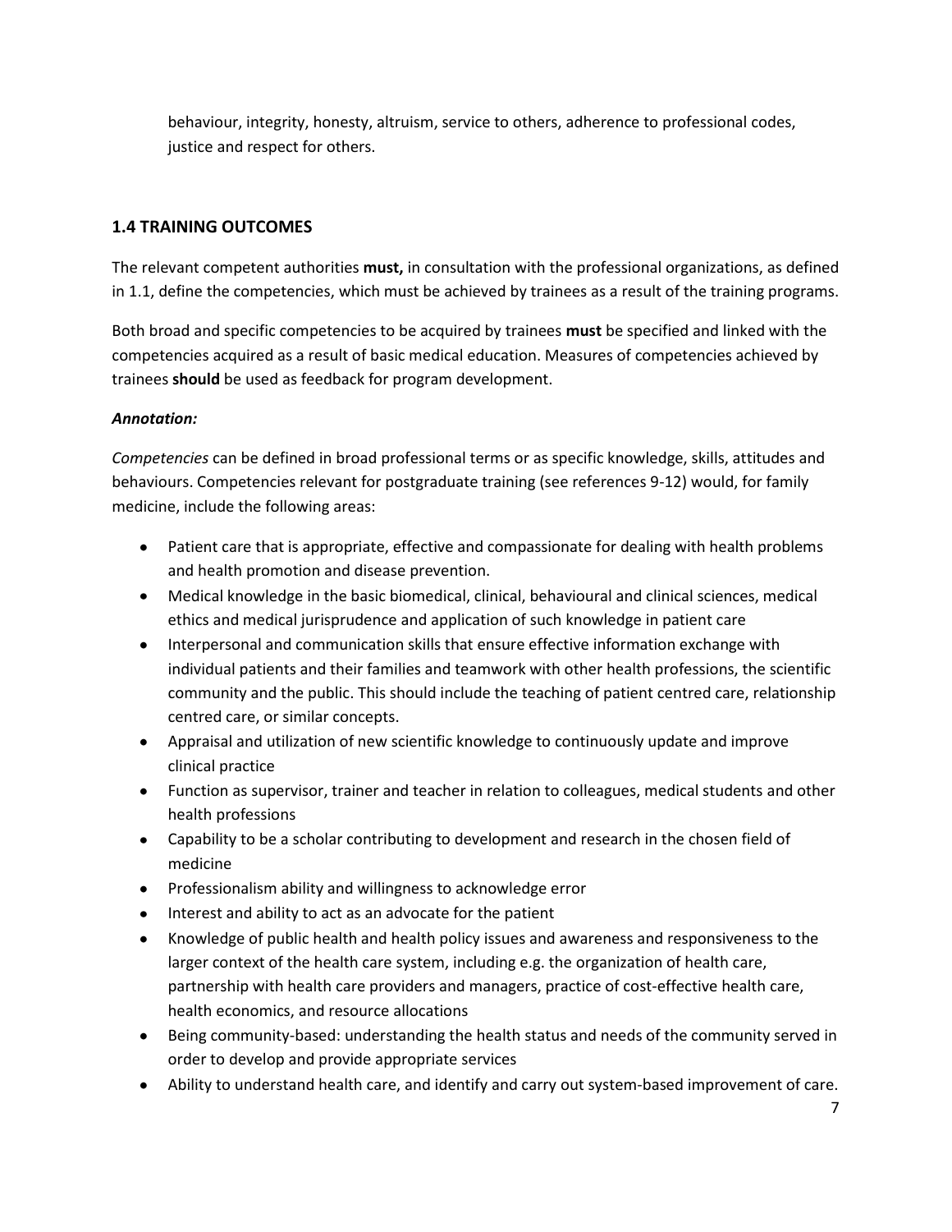behaviour, integrity, honesty, altruism, service to others, adherence to professional codes, justice and respect for others.

## 1.4 TRAINING OUTCOMES

The relevant competent authorities **must,** in consultation with the professional organizations, as defined in 1.1, define the competencies, which must be achieved by trainees as a result of the training programs.

Both broad and specific competencies to be acquired by trainees **must** be specified and linked with the competencies acquired as a result of basic medical education. Measures of competencies achieved by trainees **should** be used as feedback for program development.

***Annotation:***

*Competencies* can be defined in broad professional terms or as specific knowledge, skills, attitudes and behaviours. Competencies relevant for postgraduate training (see references 9-12) would, for family medicine, include the following areas:

- Patient care that is appropriate, effective and compassionate for dealing with health problems and health promotion and disease prevention.
- Medical knowledge in the basic biomedical, clinical, behavioural and clinical sciences, medical ethics and medical jurisprudence and application of such knowledge in patient care
- Interpersonal and communication skills that ensure effective information exchange with individual patients and their families and teamwork with other health professions, the scientific community and the public. This should include the teaching of patient centred care, relationship centred care, or similar concepts.
- Appraisal and utilization of new scientific knowledge to continuously update and improve clinical practice
- Function as supervisor, trainer and teacher in relation to colleagues, medical students and other health professions
- Capability to be a scholar contributing to development and research in the chosen field of medicine
- Professionalism ability and willingness to acknowledge error
- Interest and ability to act as an advocate for the patient
- Knowledge of public health and health policy issues and awareness and responsiveness to the larger context of the health care system, including e.g. the organization of health care, partnership with health care providers and managers, practice of cost-effective health care, health economics, and resource allocations
- Being community-based: understanding the health status and needs of the community served in order to develop and provide appropriate services
- Ability to understand health care, and identify and carry out system-based improvement of care.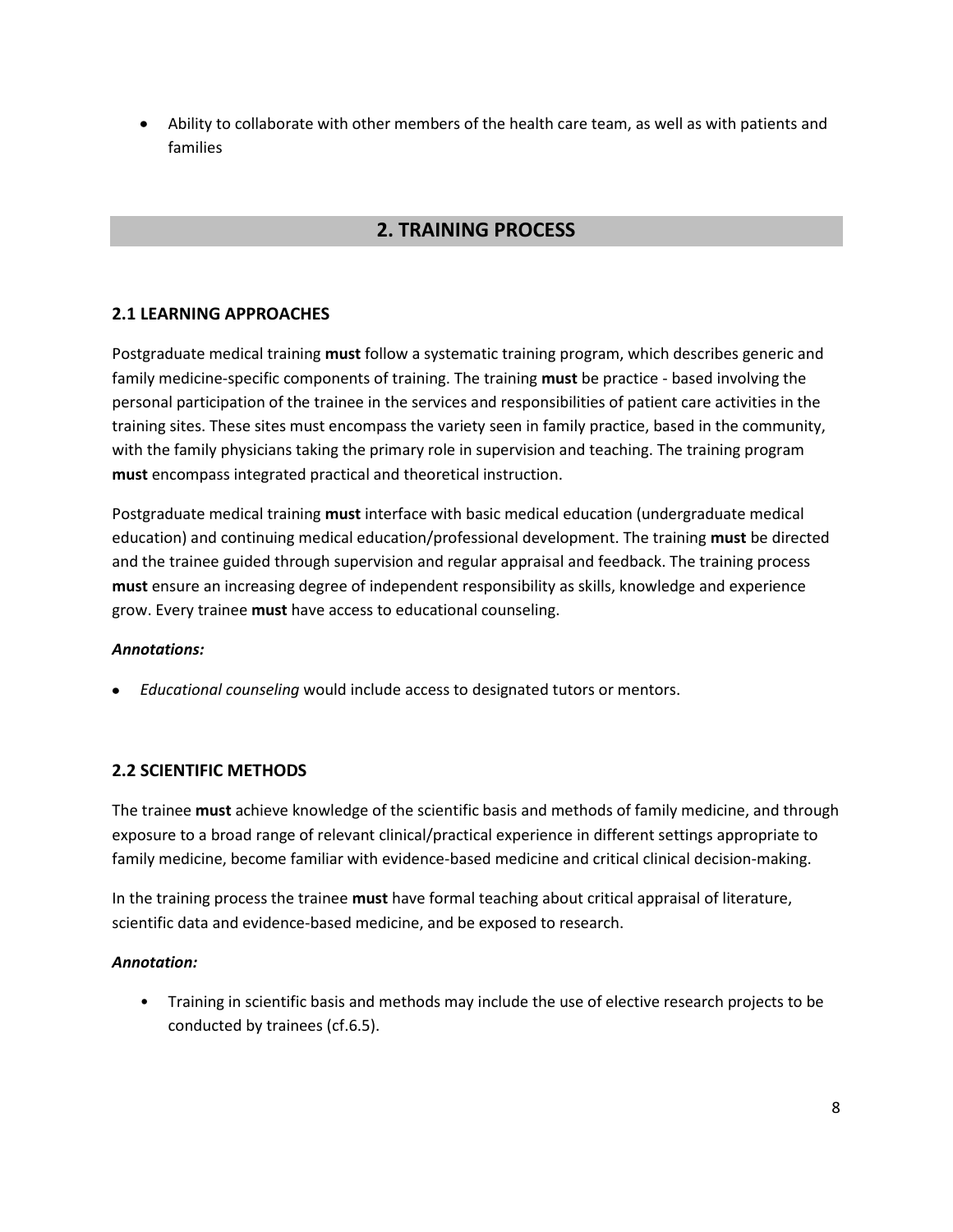- Ability to collaborate with other members of the health care team, as well as with patients and families

## 2. TRAINING PROCESS

### 2.1 LEARNING APPROACHES

Postgraduate medical training **must** follow a systematic training program, which describes generic and family medicine-specific components of training. The training **must** be practice - based involving the personal participation of the trainee in the services and responsibilities of patient care activities in the training sites. These sites must encompass the variety seen in family practice, based in the community, with the family physicians taking the primary role in supervision and teaching. The training program **must** encompass integrated practical and theoretical instruction.

Postgraduate medical training **must** interface with basic medical education (undergraduate medical education) and continuing medical education/professional development. The training **must** be directed and the trainee guided through supervision and regular appraisal and feedback. The training process **must** ensure an increasing degree of independent responsibility as skills, knowledge and experience grow. Every trainee **must** have access to educational counseling.

***Annotations:***

- *Educational counseling* would include access to designated tutors or mentors.

### 2.2 SCIENTIFIC METHODS

The trainee **must** achieve knowledge of the scientific basis and methods of family medicine, and through exposure to a broad range of relevant clinical/practical experience in different settings appropriate to family medicine, become familiar with evidence-based medicine and critical clinical decision-making.

In the training process the trainee **must** have formal teaching about critical appraisal of literature, scientific data and evidence-based medicine, and be exposed to research.

***Annotation:***

- Training in scientific basis and methods may include the use of elective research projects to be conducted by trainees (cf.6.5).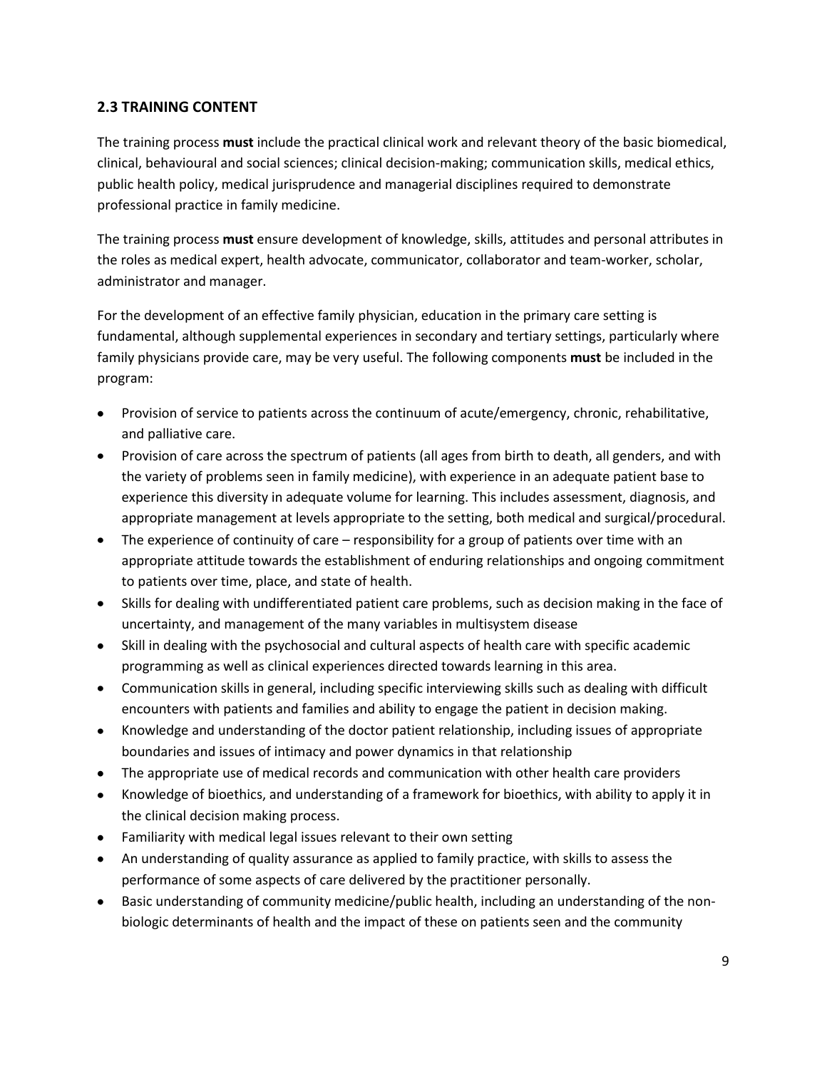## 2.3 TRAINING CONTENT

The training process **must** include the practical clinical work and relevant theory of the basic biomedical, clinical, behavioural and social sciences; clinical decision-making; communication skills, medical ethics, public health policy, medical jurisprudence and managerial disciplines required to demonstrate professional practice in family medicine.

The training process **must** ensure development of knowledge, skills, attitudes and personal attributes in the roles as medical expert, health advocate, communicator, collaborator and team-worker, scholar, administrator and manager.

For the development of an effective family physician, education in the primary care setting is fundamental, although supplemental experiences in secondary and tertiary settings, particularly where family physicians provide care, may be very useful. The following components **must** be included in the program:

- Provision of service to patients across the continuum of acute/emergency, chronic, rehabilitative, and palliative care.
- Provision of care across the spectrum of patients (all ages from birth to death, all genders, and with the variety of problems seen in family medicine), with experience in an adequate patient base to experience this diversity in adequate volume for learning. This includes assessment, diagnosis, and appropriate management at levels appropriate to the setting, both medical and surgical/procedural.
- The experience of continuity of care – responsibility for a group of patients over time with an appropriate attitude towards the establishment of enduring relationships and ongoing commitment to patients over time, place, and state of health.
- Skills for dealing with undifferentiated patient care problems, such as decision making in the face of uncertainty, and management of the many variables in multisystem disease
- Skill in dealing with the psychosocial and cultural aspects of health care with specific academic programming as well as clinical experiences directed towards learning in this area.
- Communication skills in general, including specific interviewing skills such as dealing with difficult encounters with patients and families and ability to engage the patient in decision making.
- Knowledge and understanding of the doctor patient relationship, including issues of appropriate boundaries and issues of intimacy and power dynamics in that relationship
- The appropriate use of medical records and communication with other health care providers
- Knowledge of bioethics, and understanding of a framework for bioethics, with ability to apply it in the clinical decision making process.
- Familiarity with medical legal issues relevant to their own setting
- An understanding of quality assurance as applied to family practice, with skills to assess the performance of some aspects of care delivered by the practitioner personally.
- Basic understanding of community medicine/public health, including an understanding of the non-biologic determinants of health and the impact of these on patients seen and the community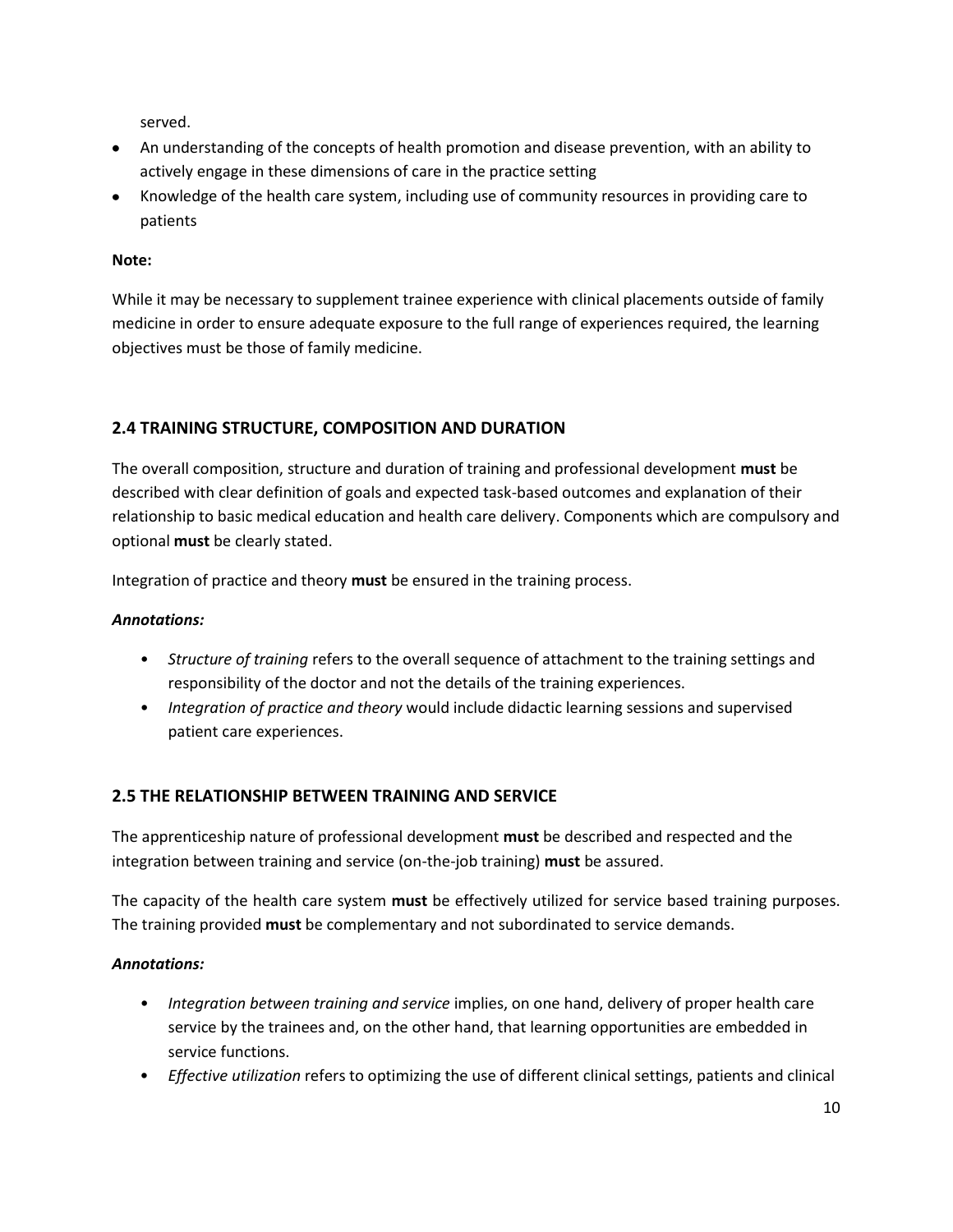served.

- An understanding of the concepts of health promotion and disease prevention, with an ability to actively engage in these dimensions of care in the practice setting
- Knowledge of the health care system, including use of community resources in providing care to patients

**Note:**

While it may be necessary to supplement trainee experience with clinical placements outside of family medicine in order to ensure adequate exposure to the full range of experiences required, the learning objectives must be those of family medicine.

## 2.4 TRAINING STRUCTURE, COMPOSITION AND DURATION

The overall composition, structure and duration of training and professional development **must** be described with clear definition of goals and expected task-based outcomes and explanation of their relationship to basic medical education and health care delivery. Components which are compulsory and optional **must** be clearly stated.

Integration of practice and theory **must** be ensured in the training process.

***Annotations:***

- *Structure of training* refers to the overall sequence of attachment to the training settings and responsibility of the doctor and not the details of the training experiences.
- *Integration of practice and theory* would include didactic learning sessions and supervised patient care experiences.

## 2.5 THE RELATIONSHIP BETWEEN TRAINING AND SERVICE

The apprenticeship nature of professional development **must** be described and respected and the integration between training and service (on-the-job training) **must** be assured.

The capacity of the health care system **must** be effectively utilized for service based training purposes. The training provided **must** be complementary and not subordinated to service demands.

***Annotations:***

- *Integration between training and service* implies, on one hand, delivery of proper health care service by the trainees and, on the other hand, that learning opportunities are embedded in service functions.
- *Effective utilization* refers to optimizing the use of different clinical settings, patients and clinical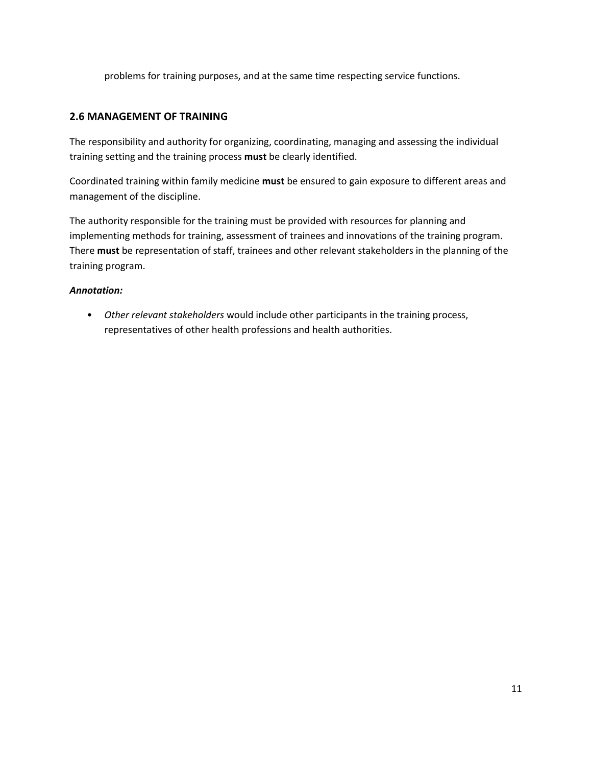problems for training purposes, and at the same time respecting service functions.

## 2.6 MANAGEMENT OF TRAINING

The responsibility and authority for organizing, coordinating, managing and assessing the individual training setting and the training process **must** be clearly identified.

Coordinated training within family medicine **must** be ensured to gain exposure to different areas and management of the discipline.

The authority responsible for the training must be provided with resources for planning and implementing methods for training, assessment of trainees and innovations of the training program. There **must** be representation of staff, trainees and other relevant stakeholders in the planning of the training program.

***Annotation:***

- *Other relevant stakeholders* would include other participants in the training process, representatives of other health professions and health authorities.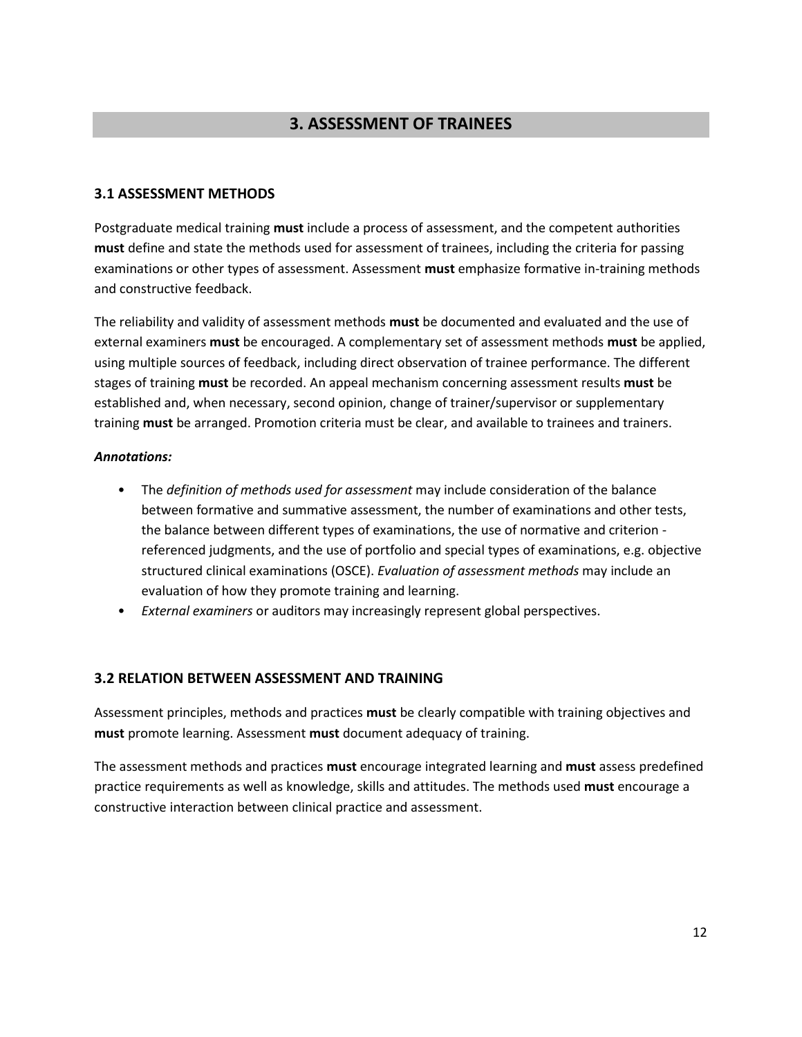## 3. ASSESSMENT OF TRAINEES

### 3.1 ASSESSMENT METHODS

Postgraduate medical training **must** include a process of assessment, and the competent authorities **must** define and state the methods used for assessment of trainees, including the criteria for passing examinations or other types of assessment. Assessment **must** emphasize formative in-training methods and constructive feedback.

The reliability and validity of assessment methods **must** be documented and evaluated and the use of external examiners **must** be encouraged. A complementary set of assessment methods **must** be applied, using multiple sources of feedback, including direct observation of trainee performance. The different stages of training **must** be recorded. An appeal mechanism concerning assessment results **must** be established and, when necessary, second opinion, change of trainer/supervisor or supplementary training **must** be arranged. Promotion criteria must be clear, and available to trainees and trainers.

***Annotations:***

- The *definition of methods used for assessment* may include consideration of the balance between formative and summative assessment, the number of examinations and other tests, the balance between different types of examinations, the use of normative and criterion - referenced judgments, and the use of portfolio and special types of examinations, e.g. objective structured clinical examinations (OSCE). *Evaluation of assessment methods* may include an evaluation of how they promote training and learning.
- *External examiners* or auditors may increasingly represent global perspectives.

### 3.2 RELATION BETWEEN ASSESSMENT AND TRAINING

Assessment principles, methods and practices **must** be clearly compatible with training objectives and **must** promote learning. Assessment **must** document adequacy of training.

The assessment methods and practices **must** encourage integrated learning and **must** assess predefined practice requirements as well as knowledge, skills and attitudes. The methods used **must** encourage a constructive interaction between clinical practice and assessment.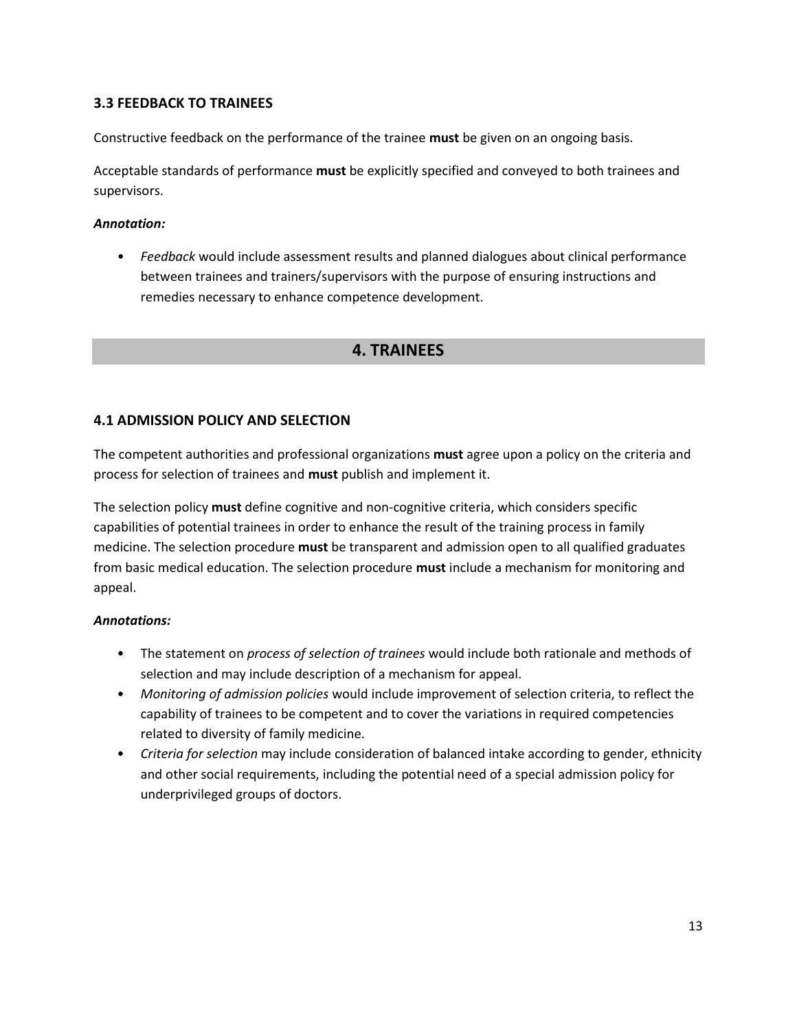### 3.3 FEEDBACK TO TRAINEES

Constructive feedback on the performance of the trainee **must** be given on an ongoing basis.

Acceptable standards of performance **must** be explicitly specified and conveyed to both trainees and supervisors.

***Annotation:***

- *Feedback* would include assessment results and planned dialogues about clinical performance between trainees and trainers/supervisors with the purpose of ensuring instructions and remedies necessary to enhance competence development.

## 4. TRAINEES

### 4.1 ADMISSION POLICY AND SELECTION

The competent authorities and professional organizations **must** agree upon a policy on the criteria and process for selection of trainees and **must** publish and implement it.

The selection policy **must** define cognitive and non-cognitive criteria, which considers specific capabilities of potential trainees in order to enhance the result of the training process in family medicine. The selection procedure **must** be transparent and admission open to all qualified graduates from basic medical education. The selection procedure **must** include a mechanism for monitoring and appeal.

***Annotations:***

- The statement on *process of selection of trainees* would include both rationale and methods of selection and may include description of a mechanism for appeal.
- *Monitoring of admission policies* would include improvement of selection criteria, to reflect the capability of trainees to be competent and to cover the variations in required competencies related to diversity of family medicine.
- *Criteria for selection* may include consideration of balanced intake according to gender, ethnicity and other social requirements, including the potential need of a special admission policy for underprivileged groups of doctors.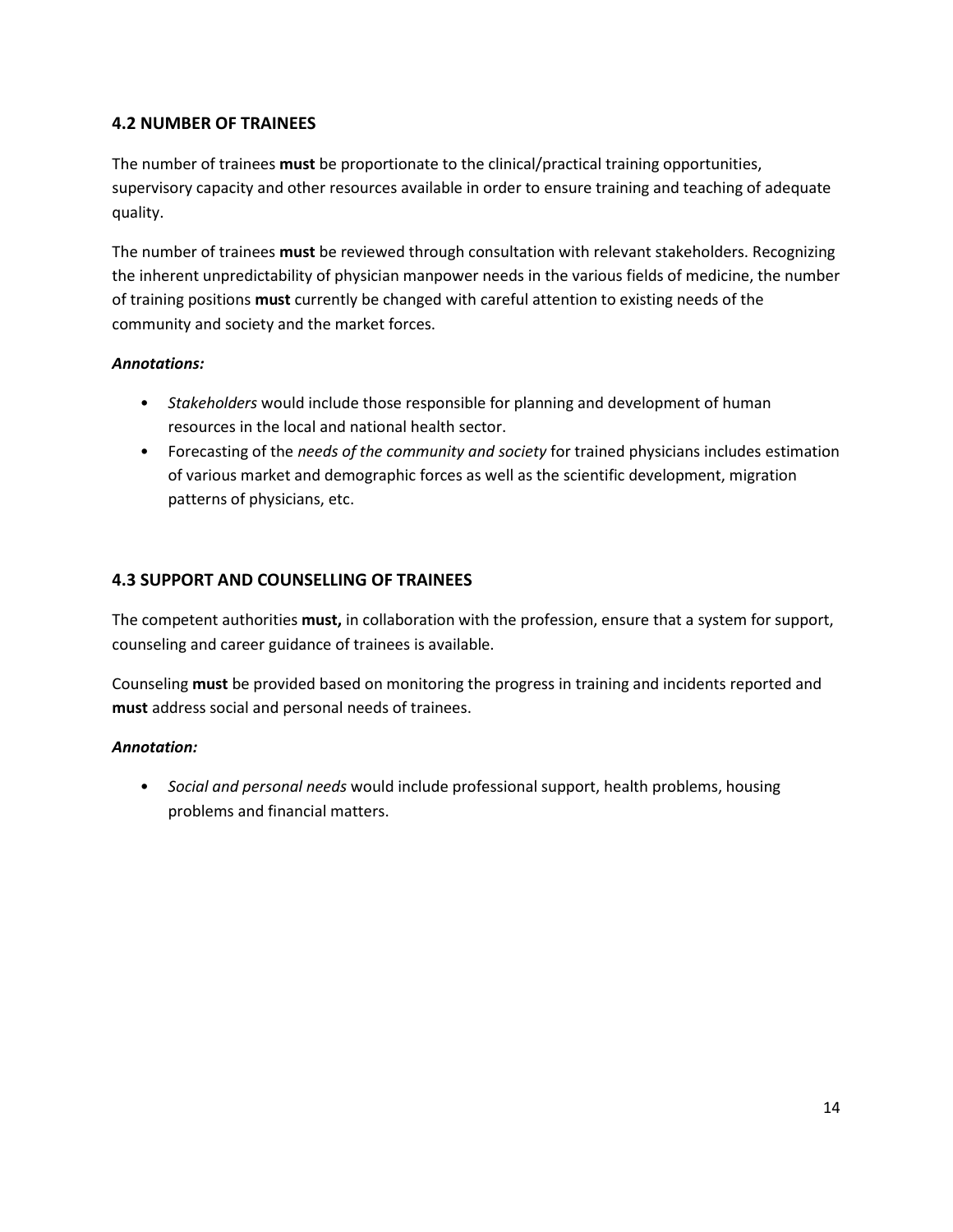### 4.2 NUMBER OF TRAINEES

The number of trainees **must** be proportionate to the clinical/practical training opportunities, supervisory capacity and other resources available in order to ensure training and teaching of adequate quality.

The number of trainees **must** be reviewed through consultation with relevant stakeholders. Recognizing the inherent unpredictability of physician manpower needs in the various fields of medicine, the number of training positions **must** currently be changed with careful attention to existing needs of the community and society and the market forces.

***Annotations:***

- *Stakeholders* would include those responsible for planning and development of human resources in the local and national health sector.
- Forecasting of the *needs of the community and society* for trained physicians includes estimation of various market and demographic forces as well as the scientific development, migration patterns of physicians, etc.

### 4.3 SUPPORT AND COUNSELLING OF TRAINEES

The competent authorities **must,** in collaboration with the profession, ensure that a system for support, counseling and career guidance of trainees is available.

Counseling **must** be provided based on monitoring the progress in training and incidents reported and **must** address social and personal needs of trainees.

***Annotation:***

- *Social and personal needs* would include professional support, health problems, housing problems and financial matters.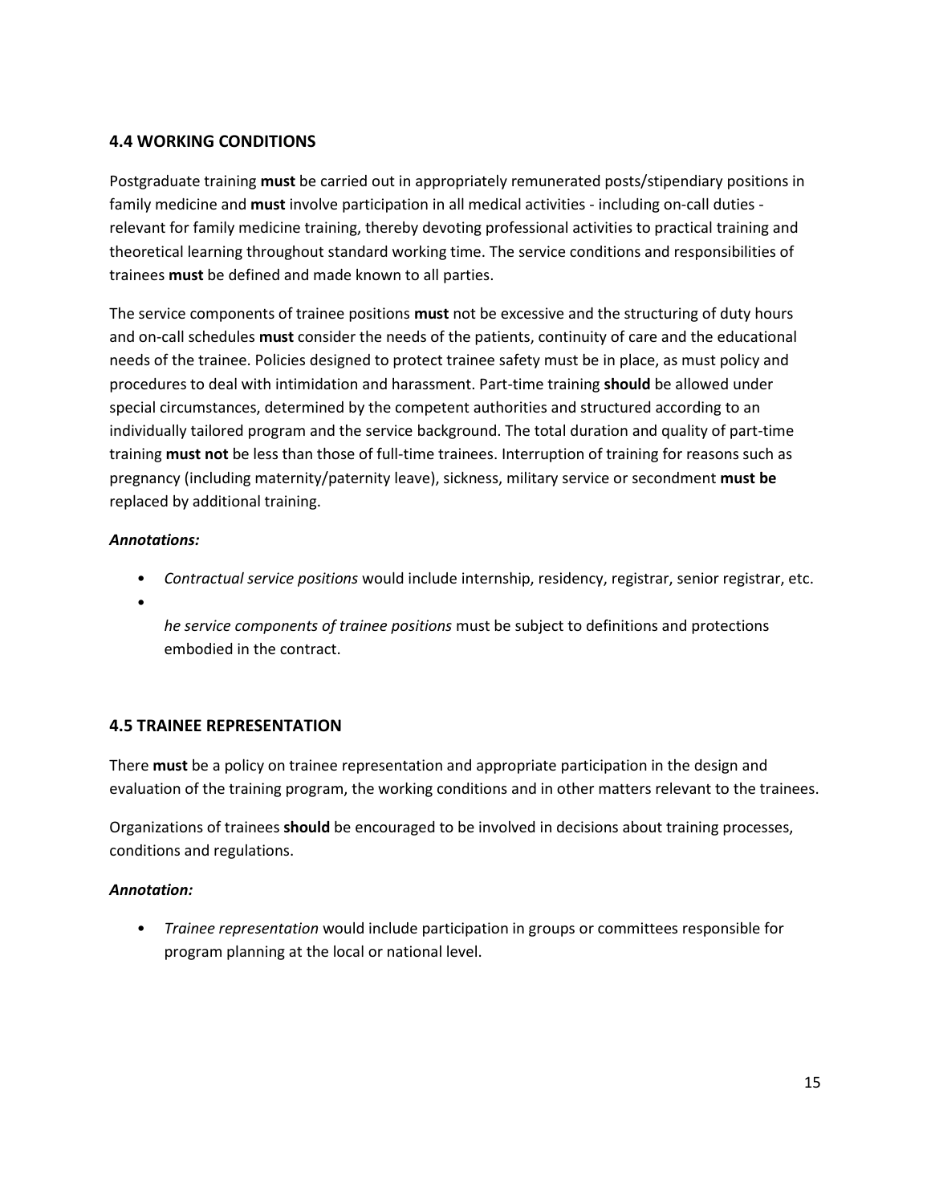### 4.4 WORKING CONDITIONS

Postgraduate training **must** be carried out in appropriately remunerated posts/stipendiary positions in family medicine and **must** involve participation in all medical activities - including on-call duties - relevant for family medicine training, thereby devoting professional activities to practical training and theoretical learning throughout standard working time. The service conditions and responsibilities of trainees **must** be defined and made known to all parties.

The service components of trainee positions **must** not be excessive and the structuring of duty hours and on-call schedules **must** consider the needs of the patients, continuity of care and the educational needs of the trainee. Policies designed to protect trainee safety must be in place, as must policy and procedures to deal with intimidation and harassment. Part-time training **should** be allowed under special circumstances, determined by the competent authorities and structured according to an individually tailored program and the service background. The total duration and quality of part-time training **must not** be less than those of full-time trainees. Interruption of training for reasons such as pregnancy (including maternity/paternity leave), sickness, military service or secondment **must be** replaced by additional training.

***Annotations:***

- *Contractual service positions* would include internship, residency, registrar, senior registrar, etc.
- *he service components of trainee positions* must be subject to definitions and protections embodied in the contract.

### 4.5 TRAINEE REPRESENTATION

There **must** be a policy on trainee representation and appropriate participation in the design and evaluation of the training program, the working conditions and in other matters relevant to the trainees.

Organizations of trainees **should** be encouraged to be involved in decisions about training processes, conditions and regulations.

***Annotation:***

- *Trainee representation* would include participation in groups or committees responsible for program planning at the local or national level.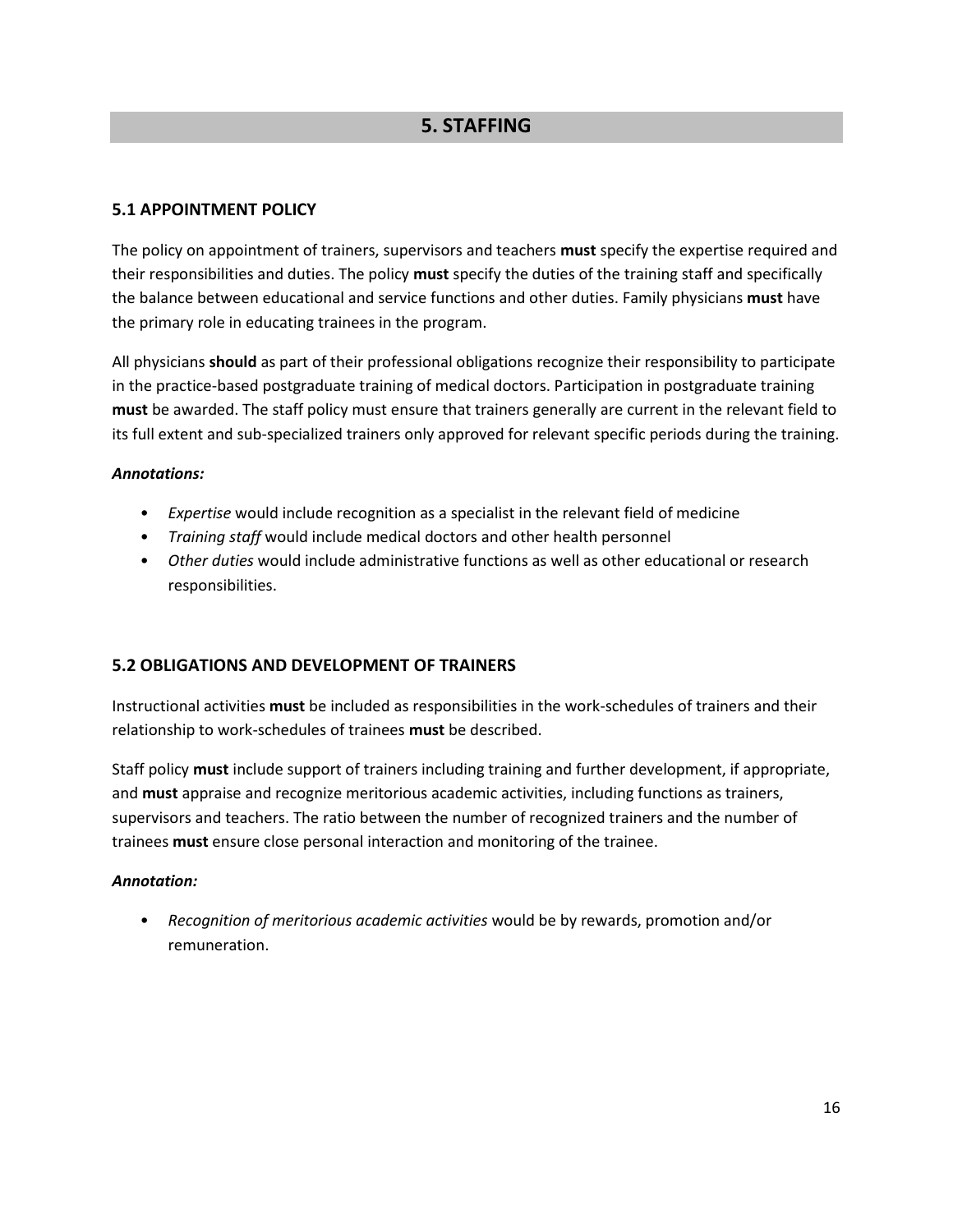# 5. STAFFING

## 5.1 APPOINTMENT POLICY

The policy on appointment of trainers, supervisors and teachers **must** specify the expertise required and their responsibilities and duties. The policy **must** specify the duties of the training staff and specifically the balance between educational and service functions and other duties. Family physicians **must** have the primary role in educating trainees in the program.

All physicians **should** as part of their professional obligations recognize their responsibility to participate in the practice-based postgraduate training of medical doctors. Participation in postgraduate training **must** be awarded. The staff policy must ensure that trainers generally are current in the relevant field to its full extent and sub-specialized trainers only approved for relevant specific periods during the training.

***Annotations:***

- *Expertise* would include recognition as a specialist in the relevant field of medicine
- *Training staff* would include medical doctors and other health personnel
- *Other duties* would include administrative functions as well as other educational or research responsibilities.

## 5.2 OBLIGATIONS AND DEVELOPMENT OF TRAINERS

Instructional activities **must** be included as responsibilities in the work-schedules of trainers and their relationship to work-schedules of trainees **must** be described.

Staff policy **must** include support of trainers including training and further development, if appropriate, and **must** appraise and recognize meritorious academic activities, including functions as trainers, supervisors and teachers. The ratio between the number of recognized trainers and the number of trainees **must** ensure close personal interaction and monitoring of the trainee.

***Annotation:***

- *Recognition of meritorious academic activities* would be by rewards, promotion and/or remuneration.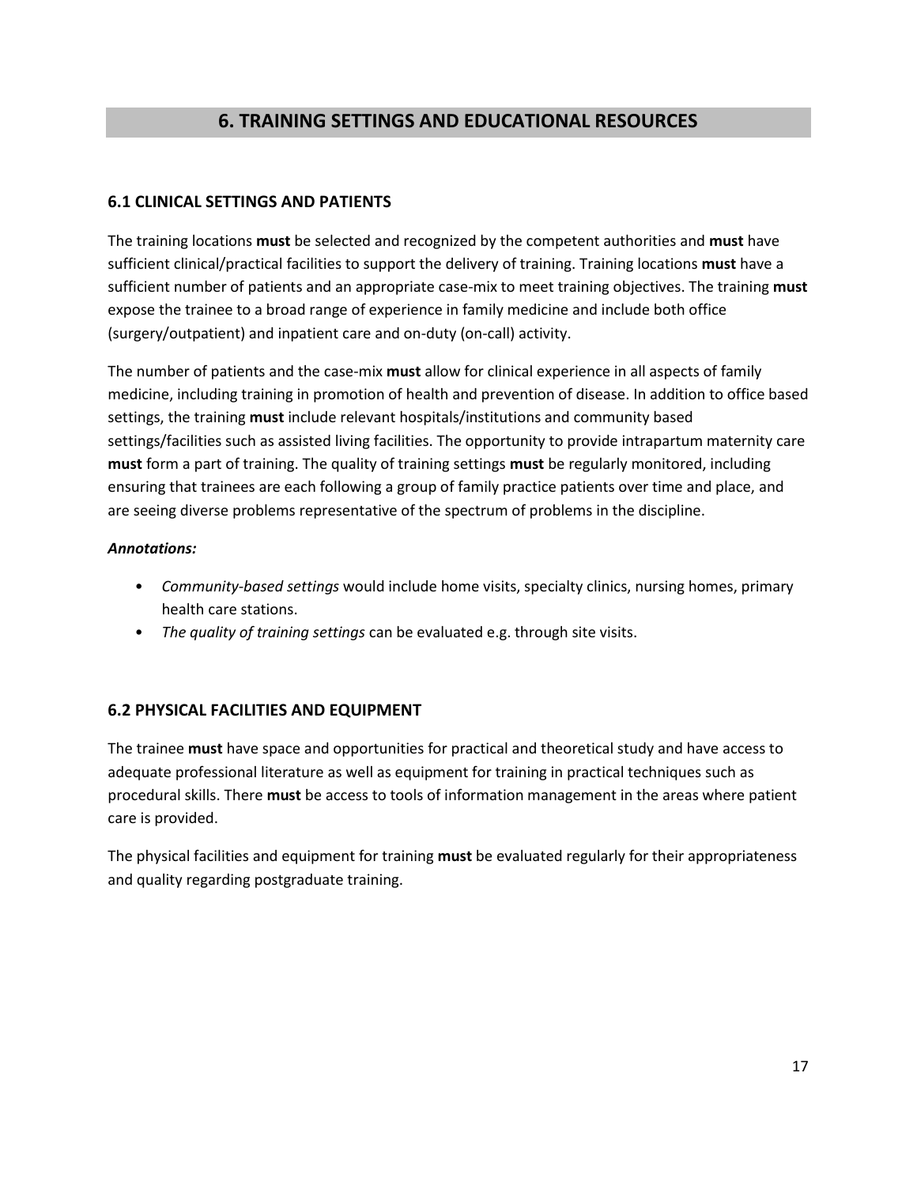# 6. TRAINING SETTINGS AND EDUCATIONAL RESOURCES

## 6.1 CLINICAL SETTINGS AND PATIENTS

The training locations **must** be selected and recognized by the competent authorities and **must** have sufficient clinical/practical facilities to support the delivery of training. Training locations **must** have a sufficient number of patients and an appropriate case-mix to meet training objectives. The training **must** expose the trainee to a broad range of experience in family medicine and include both office (surgery/outpatient) and inpatient care and on-duty (on-call) activity.

The number of patients and the case-mix **must** allow for clinical experience in all aspects of family medicine, including training in promotion of health and prevention of disease. In addition to office based settings, the training **must** include relevant hospitals/institutions and community based settings/facilities such as assisted living facilities. The opportunity to provide intrapartum maternity care **must** form a part of training. The quality of training settings **must** be regularly monitored, including ensuring that trainees are each following a group of family practice patients over time and place, and are seeing diverse problems representative of the spectrum of problems in the discipline.

***Annotations:***

- *Community-based settings* would include home visits, specialty clinics, nursing homes, primary health care stations.
- *The quality of training settings* can be evaluated e.g. through site visits.

## 6.2 PHYSICAL FACILITIES AND EQUIPMENT

The trainee **must** have space and opportunities for practical and theoretical study and have access to adequate professional literature as well as equipment for training in practical techniques such as procedural skills. There **must** be access to tools of information management in the areas where patient care is provided.

The physical facilities and equipment for training **must** be evaluated regularly for their appropriateness and quality regarding postgraduate training.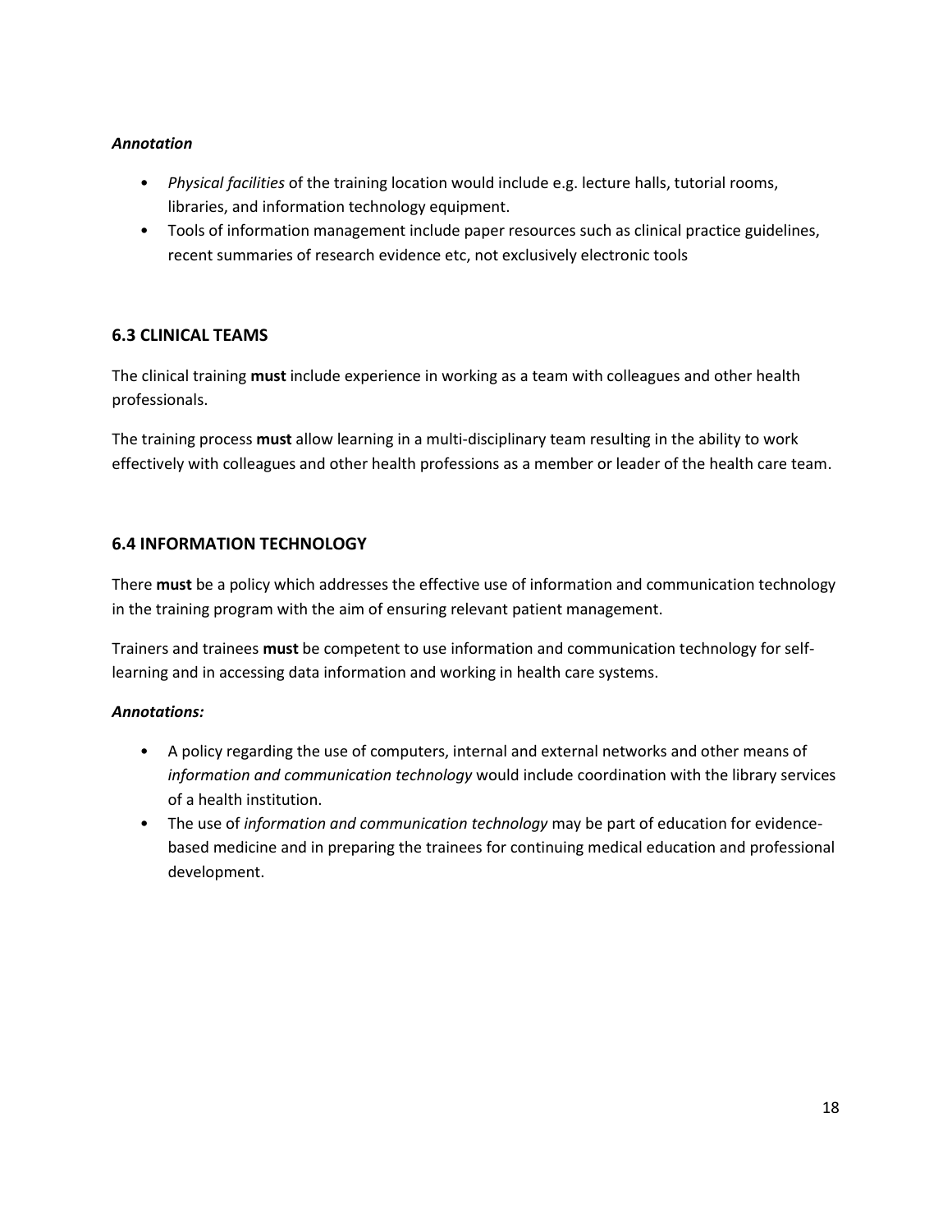***Annotation***

- *Physical facilities* of the training location would include e.g. lecture halls, tutorial rooms, libraries, and information technology equipment.
- Tools of information management include paper resources such as clinical practice guidelines, recent summaries of research evidence etc, not exclusively electronic tools

## 6.3 CLINICAL TEAMS

The clinical training **must** include experience in working as a team with colleagues and other health professionals.

The training process **must** allow learning in a multi-disciplinary team resulting in the ability to work effectively with colleagues and other health professions as a member or leader of the health care team.

## 6.4 INFORMATION TECHNOLOGY

There **must** be a policy which addresses the effective use of information and communication technology in the training program with the aim of ensuring relevant patient management.

Trainers and trainees **must** be competent to use information and communication technology for self-learning and in accessing data information and working in health care systems.

***Annotations:***

- A policy regarding the use of computers, internal and external networks and other means of *information and communication technology* would include coordination with the library services of a health institution.
- The use of *information and communication technology* may be part of education for evidence-based medicine and in preparing the trainees for continuing medical education and professional development.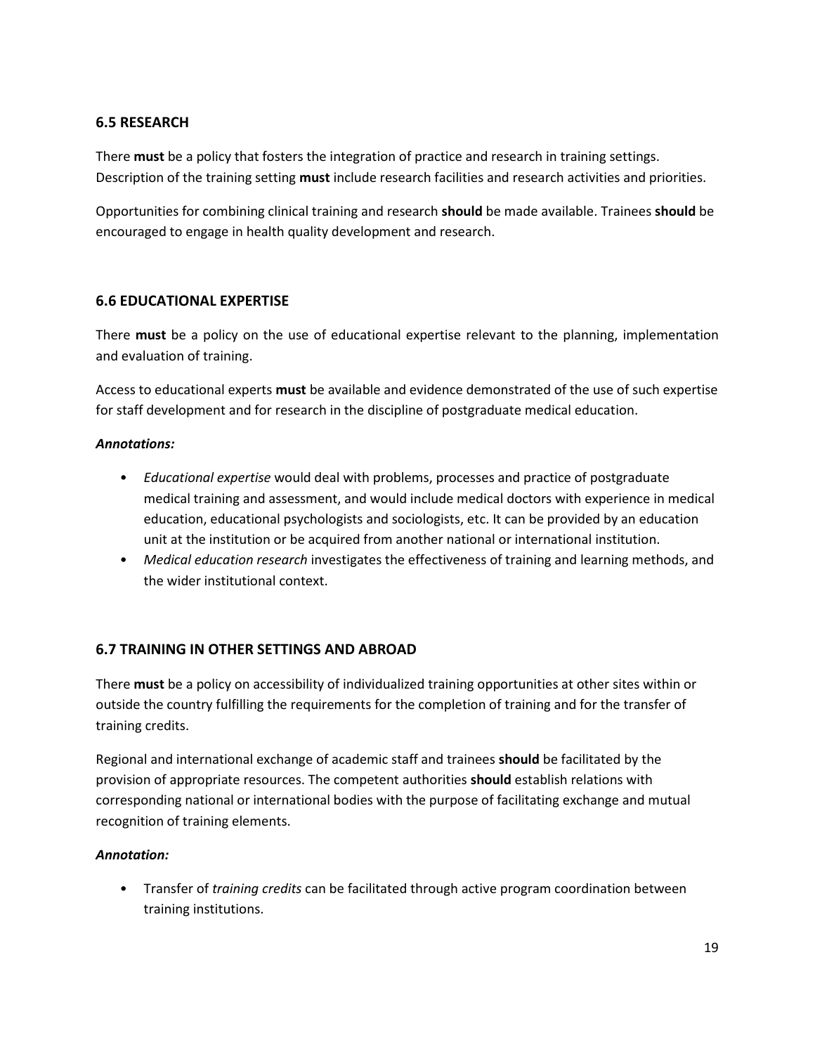### 6.5 RESEARCH

There **must** be a policy that fosters the integration of practice and research in training settings. Description of the training setting **must** include research facilities and research activities and priorities.

Opportunities for combining clinical training and research **should** be made available. Trainees **should** be encouraged to engage in health quality development and research.

### 6.6 EDUCATIONAL EXPERTISE

There **must** be a policy on the use of educational expertise relevant to the planning, implementation and evaluation of training.

Access to educational experts **must** be available and evidence demonstrated of the use of such expertise for staff development and for research in the discipline of postgraduate medical education.

***Annotations:***

- *Educational expertise* would deal with problems, processes and practice of postgraduate medical training and assessment, and would include medical doctors with experience in medical education, educational psychologists and sociologists, etc. It can be provided by an education unit at the institution or be acquired from another national or international institution.
- *Medical education research* investigates the effectiveness of training and learning methods, and the wider institutional context.

### 6.7 TRAINING IN OTHER SETTINGS AND ABROAD

There **must** be a policy on accessibility of individualized training opportunities at other sites within or outside the country fulfilling the requirements for the completion of training and for the transfer of training credits.

Regional and international exchange of academic staff and trainees **should** be facilitated by the provision of appropriate resources. The competent authorities **should** establish relations with corresponding national or international bodies with the purpose of facilitating exchange and mutual recognition of training elements.

***Annotation:***

- Transfer of *training credits* can be facilitated through active program coordination between training institutions.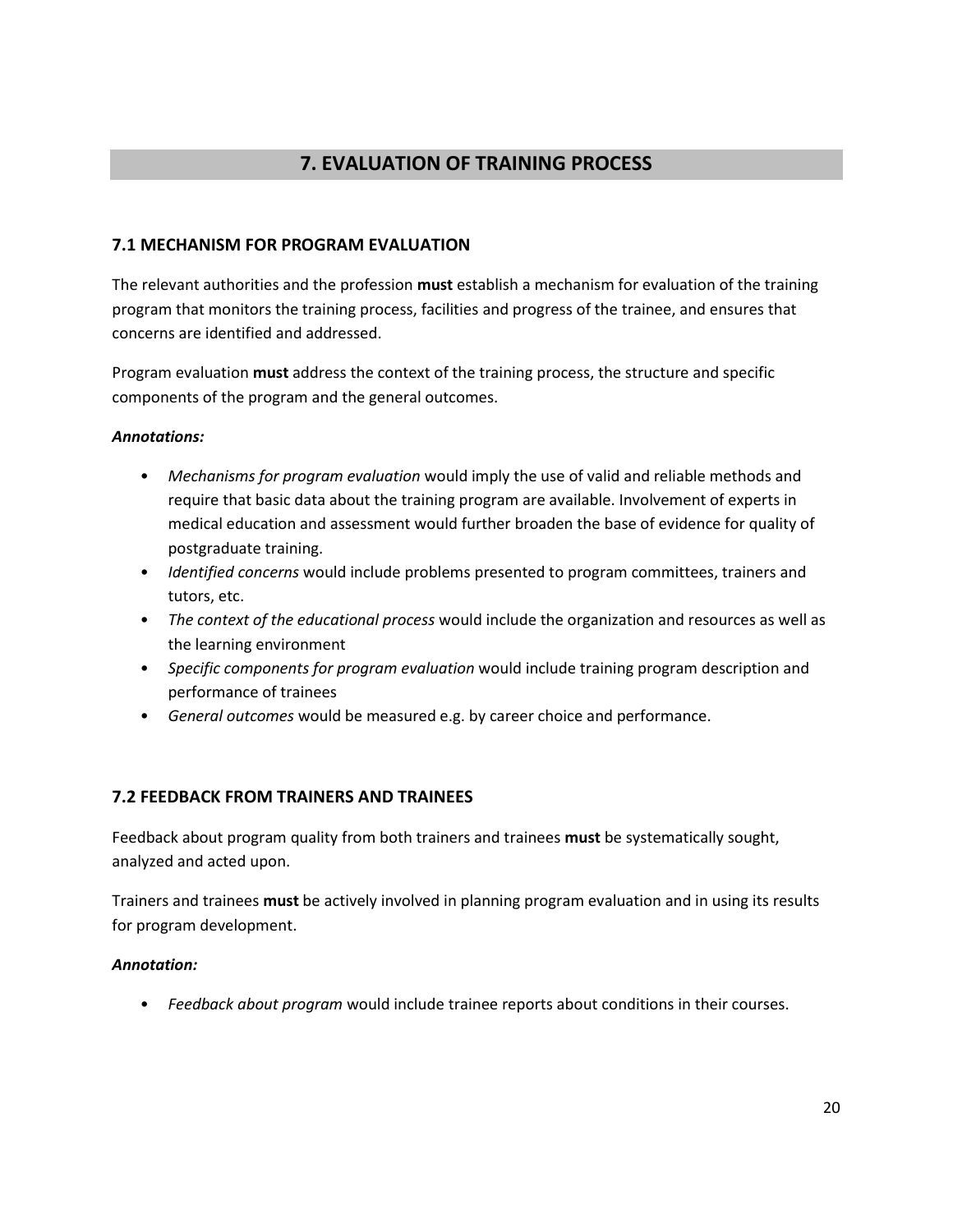# 7. EVALUATION OF TRAINING PROCESS

## 7.1 MECHANISM FOR PROGRAM EVALUATION

The relevant authorities and the profession **must** establish a mechanism for evaluation of the training program that monitors the training process, facilities and progress of the trainee, and ensures that concerns are identified and addressed.

Program evaluation **must** address the context of the training process, the structure and specific components of the program and the general outcomes.

***Annotations:***

- *Mechanisms for program evaluation* would imply the use of valid and reliable methods and require that basic data about the training program are available. Involvement of experts in medical education and assessment would further broaden the base of evidence for quality of postgraduate training.
- *Identified concerns* would include problems presented to program committees, trainers and tutors, etc.
- *The context of the educational process* would include the organization and resources as well as the learning environment
- *Specific components for program evaluation* would include training program description and performance of trainees
- *General outcomes* would be measured e.g. by career choice and performance.

## 7.2 FEEDBACK FROM TRAINERS AND TRAINEES

Feedback about program quality from both trainers and trainees **must** be systematically sought, analyzed and acted upon.

Trainers and trainees **must** be actively involved in planning program evaluation and in using its results for program development.

***Annotation:***

- *Feedback about program* would include trainee reports about conditions in their courses.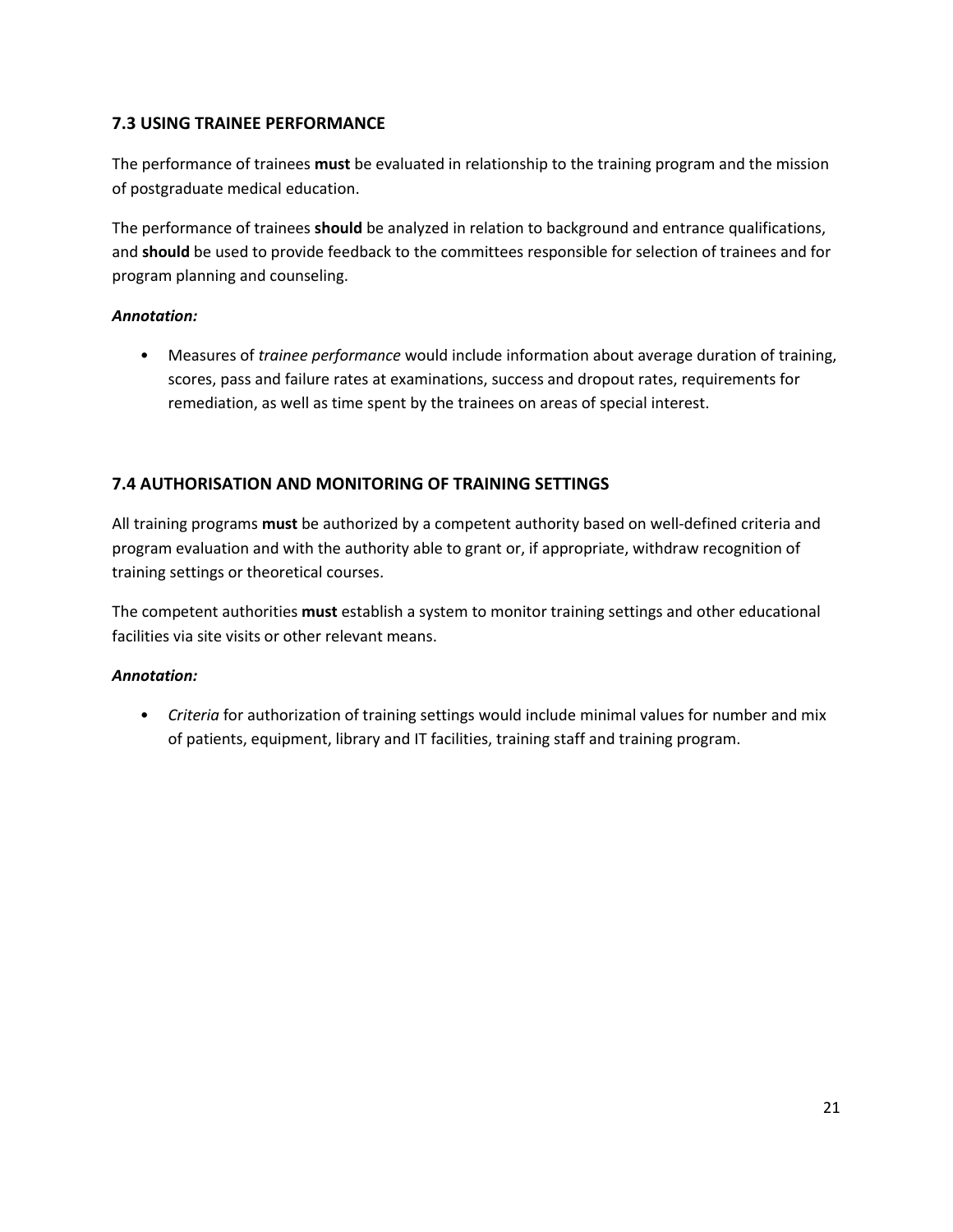### 7.3 USING TRAINEE PERFORMANCE

The performance of trainees **must** be evaluated in relationship to the training program and the mission of postgraduate medical education.

The performance of trainees **should** be analyzed in relation to background and entrance qualifications, and **should** be used to provide feedback to the committees responsible for selection of trainees and for program planning and counseling.

***Annotation:***

- Measures of *trainee performance* would include information about average duration of training, scores, pass and failure rates at examinations, success and dropout rates, requirements for remediation, as well as time spent by the trainees on areas of special interest.

### 7.4 AUTHORISATION AND MONITORING OF TRAINING SETTINGS

All training programs **must** be authorized by a competent authority based on well-defined criteria and program evaluation and with the authority able to grant or, if appropriate, withdraw recognition of training settings or theoretical courses.

The competent authorities **must** establish a system to monitor training settings and other educational facilities via site visits or other relevant means.

***Annotation:***

- *Criteria* for authorization of training settings would include minimal values for number and mix of patients, equipment, library and IT facilities, training staff and training program.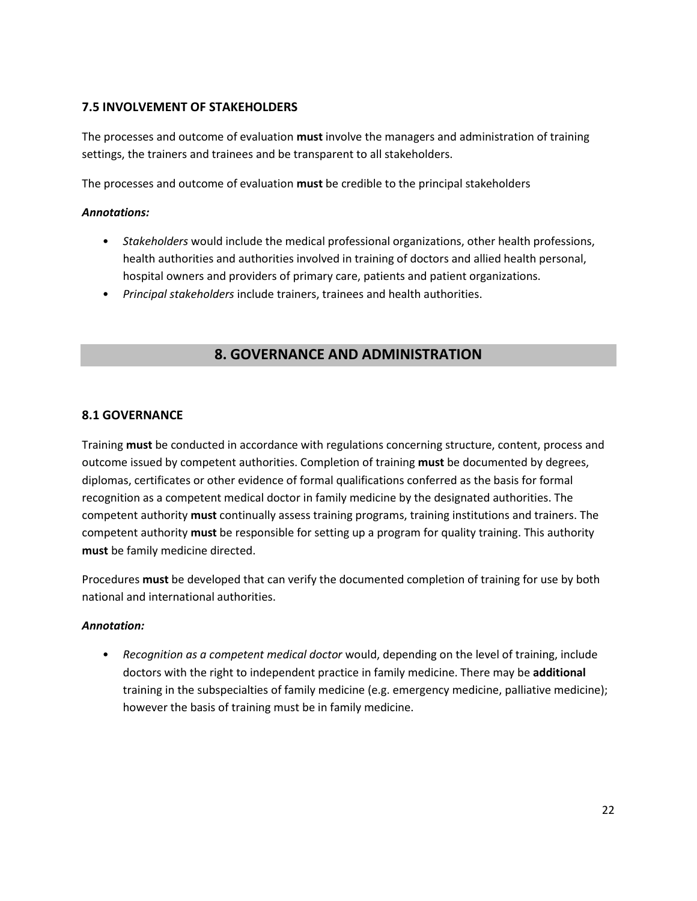### 7.5 INVOLVEMENT OF STAKEHOLDERS

The processes and outcome of evaluation **must** involve the managers and administration of training settings, the trainers and trainees and be transparent to all stakeholders.

The processes and outcome of evaluation **must** be credible to the principal stakeholders

***Annotations:***

- *Stakeholders* would include the medical professional organizations, other health professions, health authorities and authorities involved in training of doctors and allied health personal, hospital owners and providers of primary care, patients and patient organizations.
- *Principal stakeholders* include trainers, trainees and health authorities.

## 8. GOVERNANCE AND ADMINISTRATION

### 8.1 GOVERNANCE

Training **must** be conducted in accordance with regulations concerning structure, content, process and outcome issued by competent authorities. Completion of training **must** be documented by degrees, diplomas, certificates or other evidence of formal qualifications conferred as the basis for formal recognition as a competent medical doctor in family medicine by the designated authorities. The competent authority **must** continually assess training programs, training institutions and trainers. The competent authority **must** be responsible for setting up a program for quality training. This authority **must** be family medicine directed.

Procedures **must** be developed that can verify the documented completion of training for use by both national and international authorities.

***Annotation:***

- *Recognition as a competent medical doctor* would, depending on the level of training, include doctors with the right to independent practice in family medicine. There may be **additional** training in the subspecialties of family medicine (e.g. emergency medicine, palliative medicine); however the basis of training must be in family medicine.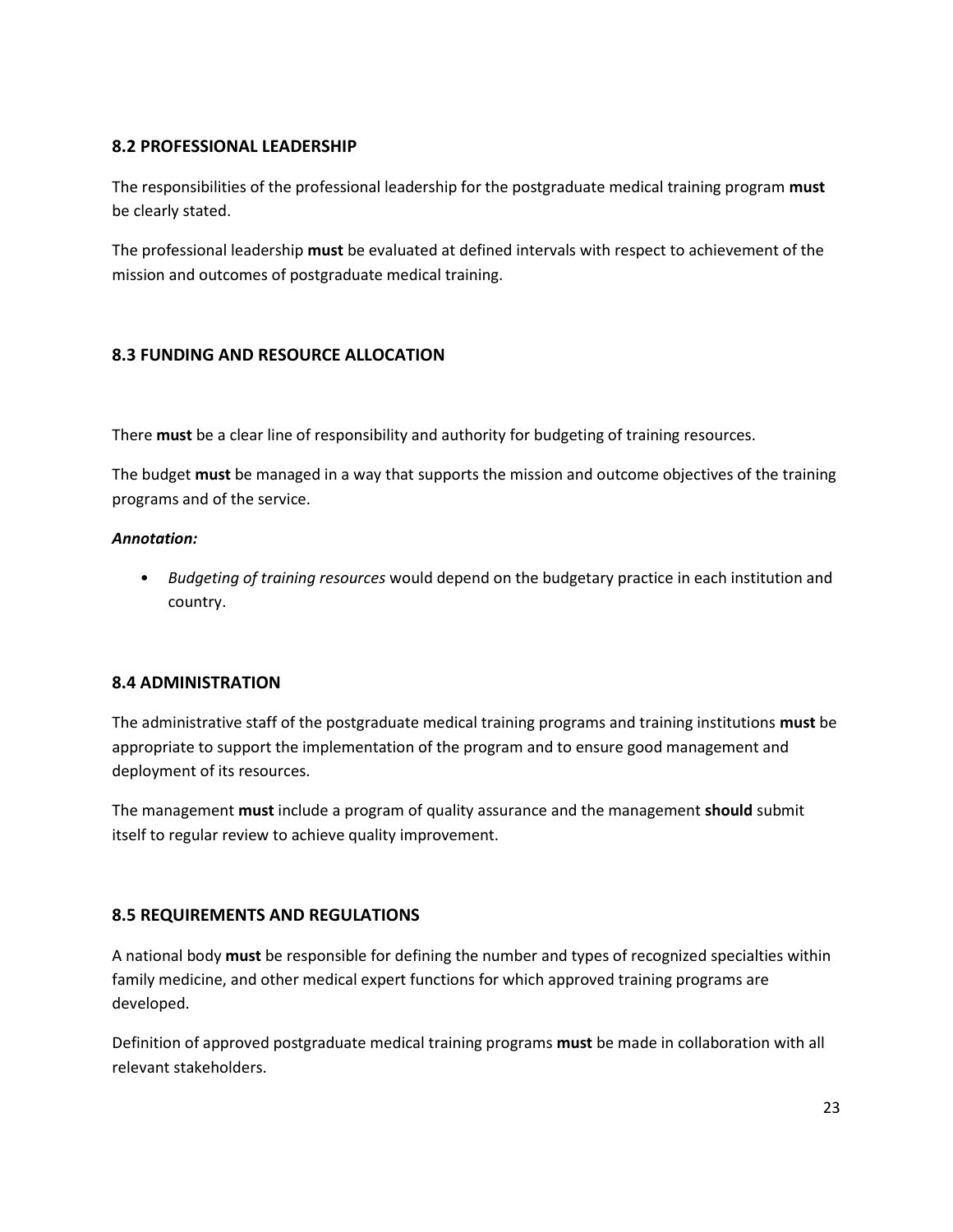### 8.2 PROFESSIONAL LEADERSHIP

The responsibilities of the professional leadership for the postgraduate medical training program **must** be clearly stated.

The professional leadership **must** be evaluated at defined intervals with respect to achievement of the mission and outcomes of postgraduate medical training.

### 8.3 FUNDING AND RESOURCE ALLOCATION

There **must** be a clear line of responsibility and authority for budgeting of training resources.

The budget **must** be managed in a way that supports the mission and outcome objectives of the training programs and of the service.

***Annotation:***

- *Budgeting of training resources* would depend on the budgetary practice in each institution and country.

### 8.4 ADMINISTRATION

The administrative staff of the postgraduate medical training programs and training institutions **must** be appropriate to support the implementation of the program and to ensure good management and deployment of its resources.

The management **must** include a program of quality assurance and the management **should** submit itself to regular review to achieve quality improvement.

### 8.5 REQUIREMENTS AND REGULATIONS

A national body **must** be responsible for defining the number and types of recognized specialties within family medicine, and other medical expert functions for which approved training programs are developed.

Definition of approved postgraduate medical training programs **must** be made in collaboration with all relevant stakeholders.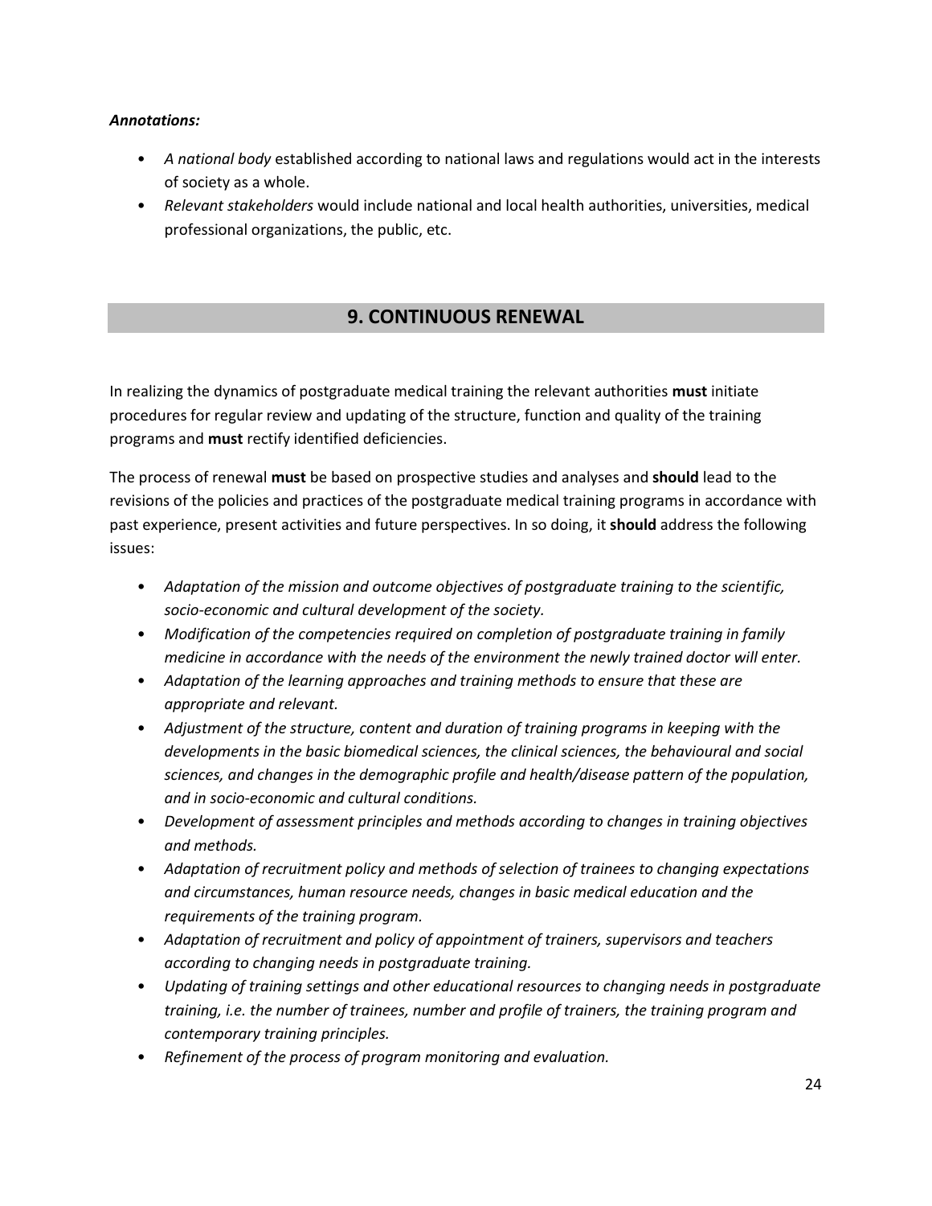***Annotations:***

- *A national body* established according to national laws and regulations would act in the interests of society as a whole.
- *Relevant stakeholders* would include national and local health authorities, universities, medical professional organizations, the public, etc.

## 9. CONTINUOUS RENEWAL

In realizing the dynamics of postgraduate medical training the relevant authorities **must** initiate procedures for regular review and updating of the structure, function and quality of the training programs and **must** rectify identified deficiencies.

The process of renewal **must** be based on prospective studies and analyses and **should** lead to the revisions of the policies and practices of the postgraduate medical training programs in accordance with past experience, present activities and future perspectives. In so doing, it **should** address the following issues:

- *Adaptation of the mission and outcome objectives of postgraduate training to the scientific, socio-economic and cultural development of the society.*
- *Modification of the competencies required on completion of postgraduate training in family medicine in accordance with the needs of the environment the newly trained doctor will enter.*
- *Adaptation of the learning approaches and training methods to ensure that these are appropriate and relevant.*
- *Adjustment of the structure, content and duration of training programs in keeping with the developments in the basic biomedical sciences, the clinical sciences, the behavioural and social sciences, and changes in the demographic profile and health/disease pattern of the population, and in socio-economic and cultural conditions.*
- *Development of assessment principles and methods according to changes in training objectives and methods.*
- *Adaptation of recruitment policy and methods of selection of trainees to changing expectations and circumstances, human resource needs, changes in basic medical education and the requirements of the training program.*
- *Adaptation of recruitment and policy of appointment of trainers, supervisors and teachers according to changing needs in postgraduate training.*
- *Updating of training settings and other educational resources to changing needs in postgraduate training, i.e. the number of trainees, number and profile of trainers, the training program and contemporary training principles.*
- *Refinement of the process of program monitoring and evaluation.*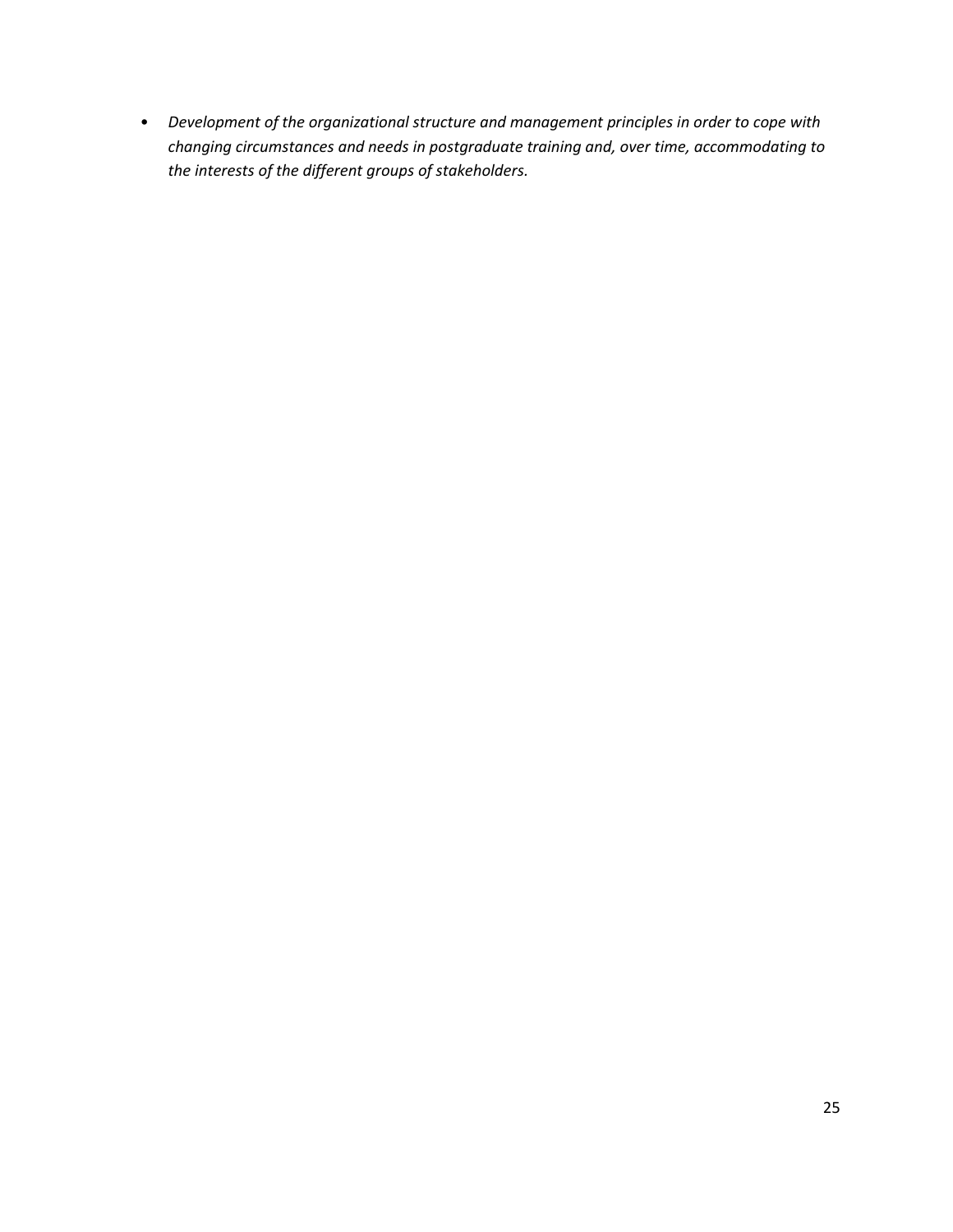- *Development of the organizational structure and management principles in order to cope with changing circumstances and needs in postgraduate training and, over time, accommodating to the interests of the different groups of stakeholders.*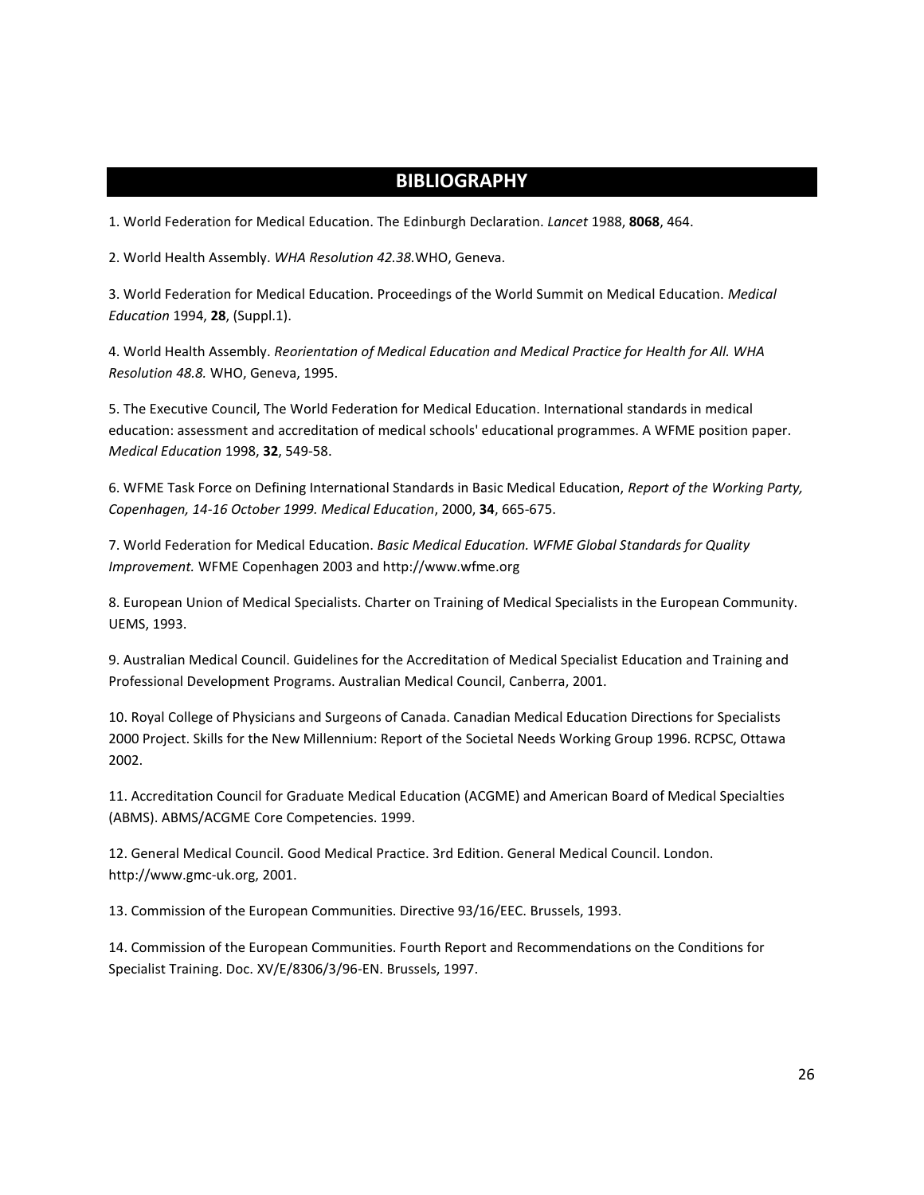## BIBLIOGRAPHY

1. World Federation for Medical Education. The Edinburgh Declaration. *Lancet* 1988, **8068**, 464.

2. World Health Assembly. *WHA Resolution 42.38.*WHO, Geneva.

3. World Federation for Medical Education. Proceedings of the World Summit on Medical Education. *Medical Education* 1994, **28**, (Suppl.1).

4. World Health Assembly. *Reorientation of Medical Education and Medical Practice for Health for All. WHA Resolution 48.8.* WHO, Geneva, 1995.

5. The Executive Council, The World Federation for Medical Education. International standards in medical education: assessment and accreditation of medical schools' educational programmes. A WFME position paper. *Medical Education* 1998, **32**, 549-58.

6. WFME Task Force on Defining International Standards in Basic Medical Education, *Report of the Working Party, Copenhagen, 14-16 October 1999. Medical Education*, 2000, **34**, 665-675.

7. World Federation for Medical Education. *Basic Medical Education. WFME Global Standards for Quality Improvement.* WFME Copenhagen 2003 and http://www.wfme.org

8. European Union of Medical Specialists. Charter on Training of Medical Specialists in the European Community. UEMS, 1993.

9. Australian Medical Council. Guidelines for the Accreditation of Medical Specialist Education and Training and Professional Development Programs. Australian Medical Council, Canberra, 2001.

10. Royal College of Physicians and Surgeons of Canada. Canadian Medical Education Directions for Specialists 2000 Project. Skills for the New Millennium: Report of the Societal Needs Working Group 1996. RCPSC, Ottawa 2002.

11. Accreditation Council for Graduate Medical Education (ACGME) and American Board of Medical Specialties (ABMS). ABMS/ACGME Core Competencies. 1999.

12. General Medical Council. Good Medical Practice. 3rd Edition. General Medical Council. London. http://www.gmc-uk.org, 2001.

13. Commission of the European Communities. Directive 93/16/EEC. Brussels, 1993.

14. Commission of the European Communities. Fourth Report and Recommendations on the Conditions for Specialist Training. Doc. XV/E/8306/3/96-EN. Brussels, 1997.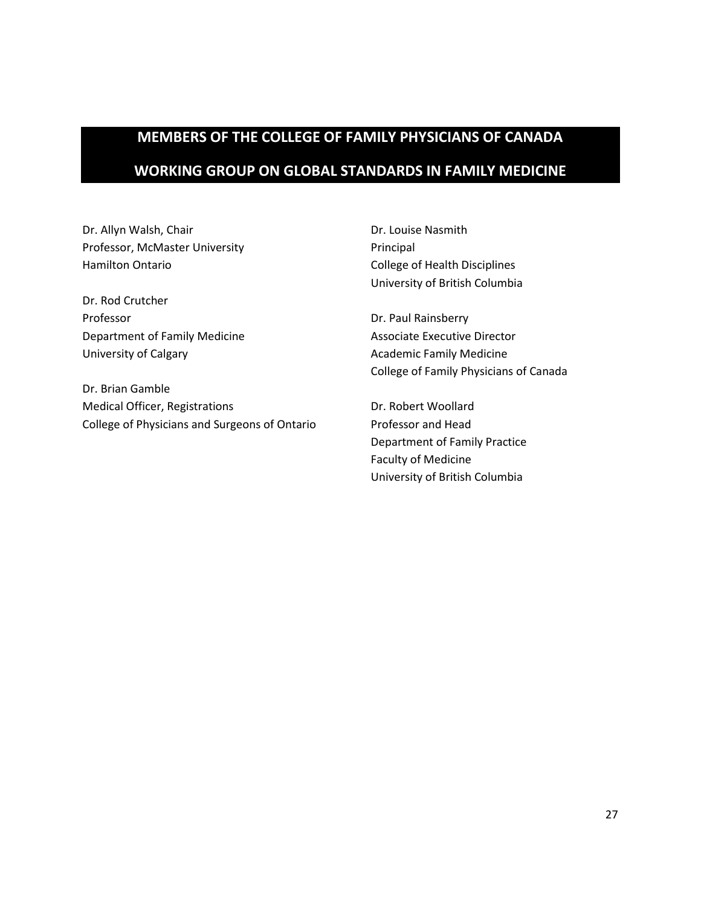## MEMBERS OF THE COLLEGE OF FAMILY PHYSICIANS OF CANADA

## WORKING GROUP ON GLOBAL STANDARDS IN FAMILY MEDICINE

Dr. Allyn Walsh, Chair
Professor, McMaster University
Hamilton Ontario

Dr. Rod Crutcher
Professor
Department of Family Medicine
University of Calgary

Dr. Brian Gamble
Medical Officer, Registrations
College of Physicians and Surgeons of Ontario

Dr. Louise Nasmith
Principal
College of Health Disciplines
University of British Columbia

Dr. Paul Rainsberry
Associate Executive Director
Academic Family Medicine
College of Family Physicians of Canada

Dr. Robert Woollard
Professor and Head
Department of Family Practice
Faculty of Medicine
University of British Columbia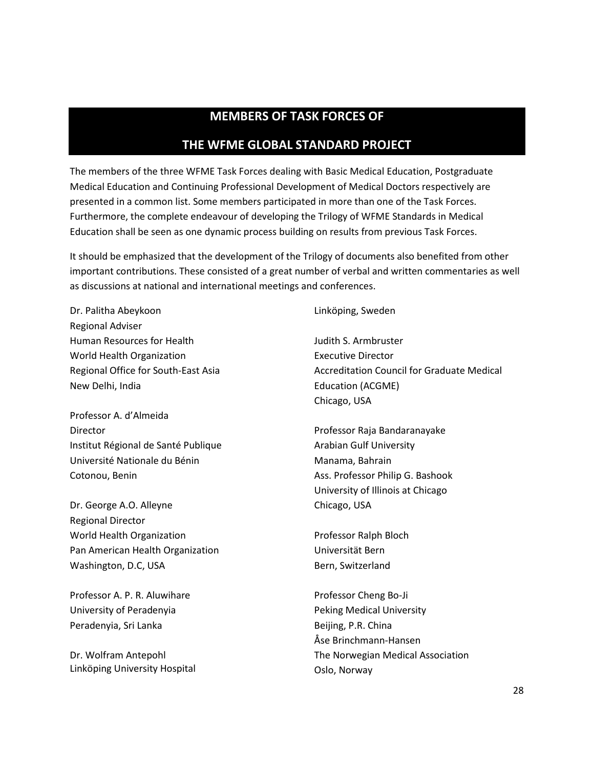## MEMBERS OF TASK FORCES OF THE WFME GLOBAL STANDARD PROJECT

The members of the three WFME Task Forces dealing with Basic Medical Education, Postgraduate Medical Education and Continuing Professional Development of Medical Doctors respectively are presented in a common list. Some members participated in more than one of the Task Forces. Furthermore, the complete endeavour of developing the Trilogy of WFME Standards in Medical Education shall be seen as one dynamic process building on results from previous Task Forces.

It should be emphasized that the development of the Trilogy of documents also benefited from other important contributions. These consisted of a great number of verbal and written commentaries as well as discussions at national and international meetings and conferences.

Dr. Palitha Abeykoon
Regional Adviser
Human Resources for Health
World Health Organization
Regional Office for South-East Asia
New Delhi, India

Professor A. d'Almeida
Director
Institut Régional de Santé Publique
Université Nationale du Bénin
Cotonou, Benin

Dr. George A.O. Alleyne
Regional Director
World Health Organization
Pan American Health Organization
Washington, D.C, USA

Professor A. P. R. Aluwihare
University of Peradenyia
Peradenyia, Sri Lanka

Dr. Wolfram Antepohl
Linköping University Hospital
Linköping, Sweden

Judith S. Armbruster
Executive Director
Accreditation Council for Graduate Medical Education (ACGME)
Chicago, USA

Professor Raja Bandaranayake
Arabian Gulf University
Manama, Bahrain

Ass. Professor Philip G. Bashook
University of Illinois at Chicago
Chicago, USA

Professor Ralph Bloch
Universität Bern
Bern, Switzerland

Professor Cheng Bo-Ji
Peking Medical University
Beijing, P.R. China

Åse Brinchmann-Hansen
The Norwegian Medical Association
Oslo, Norway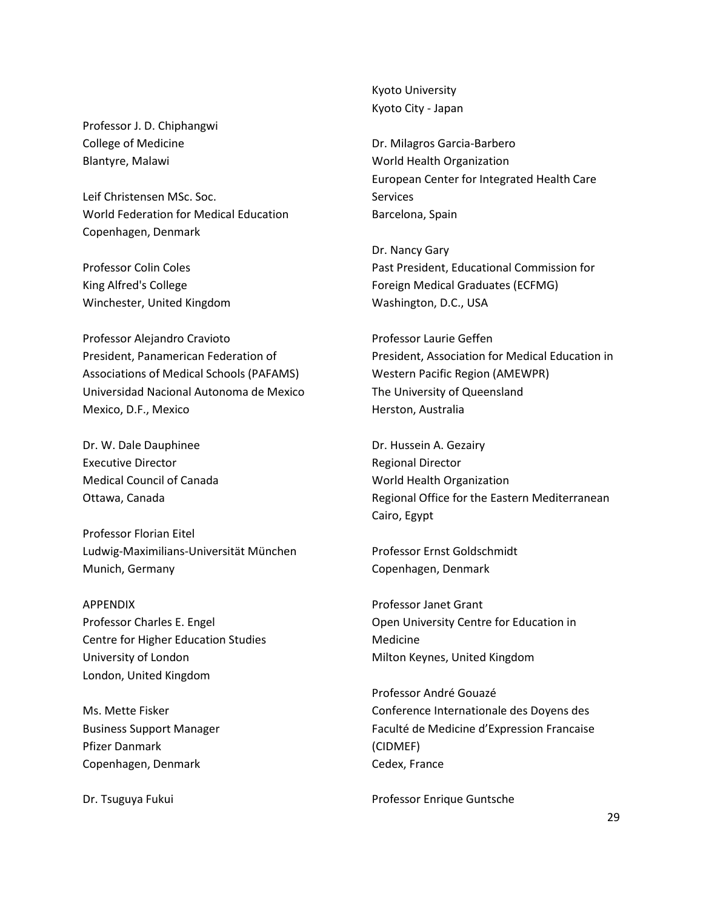Professor J. D. Chiphangwi
College of Medicine
Blantyre, Malawi

Leif Christensen MSc. Soc.
World Federation for Medical Education
Copenhagen, Denmark

Professor Colin Coles
King Alfred's College
Winchester, United Kingdom

Professor Alejandro Cravioto
President, Panamerican Federation of Associations of Medical Schools (PAFAMS)
Universidad Nacional Autonoma de Mexico
Mexico, D.F., Mexico

Dr. W. Dale Dauphinee
Executive Director
Medical Council of Canada
Ottawa, Canada

Professor Florian Eitel
Ludwig-Maximilians-Universität München
Munich, Germany

APPENDIX
Professor Charles E. Engel
Centre for Higher Education Studies
University of London
London, United Kingdom

Ms. Mette Fisker
Business Support Manager
Pfizer Danmark
Copenhagen, Denmark

Dr. Tsuguya Fukui
Kyoto University
Kyoto City - Japan

Dr. Milagros Garcia-Barbero
World Health Organization
European Center for Integrated Health Care Services
Barcelona, Spain

Dr. Nancy Gary
Past President, Educational Commission for Foreign Medical Graduates (ECFMG)
Washington, D.C., USA

Professor Laurie Geffen
President, Association for Medical Education in Western Pacific Region (AMEWPR)
The University of Queensland
Herston, Australia

Dr. Hussein A. Gezairy
Regional Director
World Health Organization
Regional Office for the Eastern Mediterranean
Cairo, Egypt

Professor Ernst Goldschmidt
Copenhagen, Denmark

Professor Janet Grant
Open University Centre for Education in Medicine
Milton Keynes, United Kingdom

Professor André Gouazé
Conference Internationale des Doyens des Faculté de Medicine d'Expression Francaise (CIDMEF)
Cedex, France

Professor Enrique Guntsche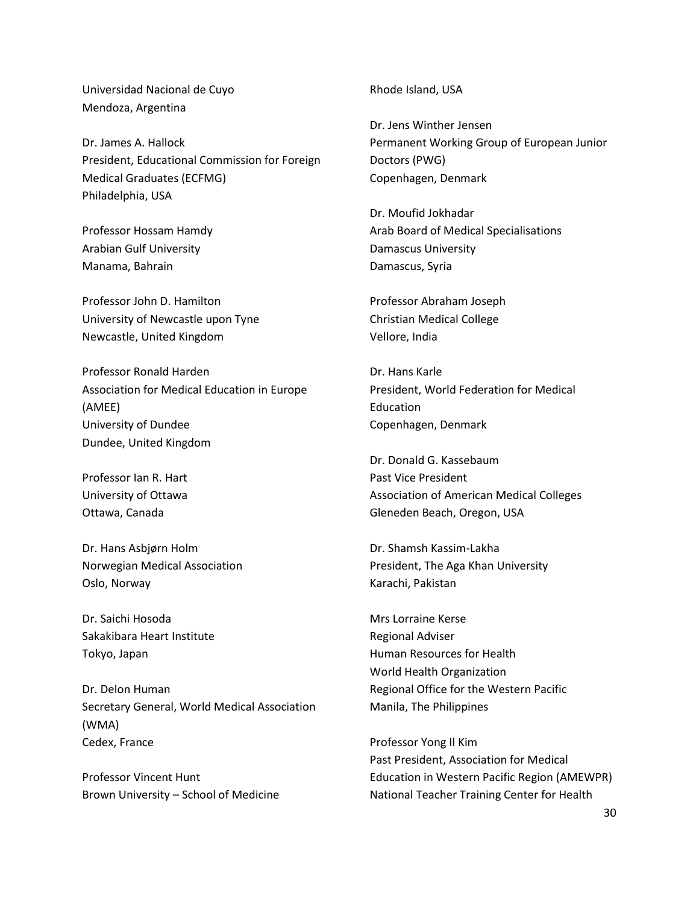Universidad Nacional de Cuyo
Mendoza, Argentina

Dr. James A. Hallock
President, Educational Commission for Foreign Medical Graduates (ECFMG)
Philadelphia, USA

Professor Hossam Hamdy
Arabian Gulf University
Manama, Bahrain

Professor John D. Hamilton
University of Newcastle upon Tyne
Newcastle, United Kingdom

Professor Ronald Harden
Association for Medical Education in Europe (AMEE)
University of Dundee
Dundee, United Kingdom

Professor Ian R. Hart
University of Ottawa
Ottawa, Canada

Dr. Hans Asbjørn Holm
Norwegian Medical Association
Oslo, Norway

Dr. Saichi Hosoda
Sakakibara Heart Institute
Tokyo, Japan

Dr. Delon Human
Secretary General, World Medical Association (WMA)
Cedex, France

Professor Vincent Hunt
Brown University – School of Medicine
Rhode Island, USA

Dr. Jens Winther Jensen
Permanent Working Group of European Junior Doctors (PWG)
Copenhagen, Denmark

Dr. Moufid Jokhadar
Arab Board of Medical Specialisations
Damascus University
Damascus, Syria

Professor Abraham Joseph
Christian Medical College
Vellore, India

Dr. Hans Karle
President, World Federation for Medical Education
Copenhagen, Denmark

Dr. Donald G. Kassebaum
Past Vice President
Association of American Medical Colleges
Gleneden Beach, Oregon, USA

Dr. Shamsh Kassim-Lakha
President, The Aga Khan University
Karachi, Pakistan

Mrs Lorraine Kerse
Regional Adviser
Human Resources for Health
World Health Organization
Regional Office for the Western Pacific
Manila, The Philippines

Professor Yong Il Kim
Past President, Association for Medical Education in Western Pacific Region (AMEWPR)
National Teacher Training Center for Health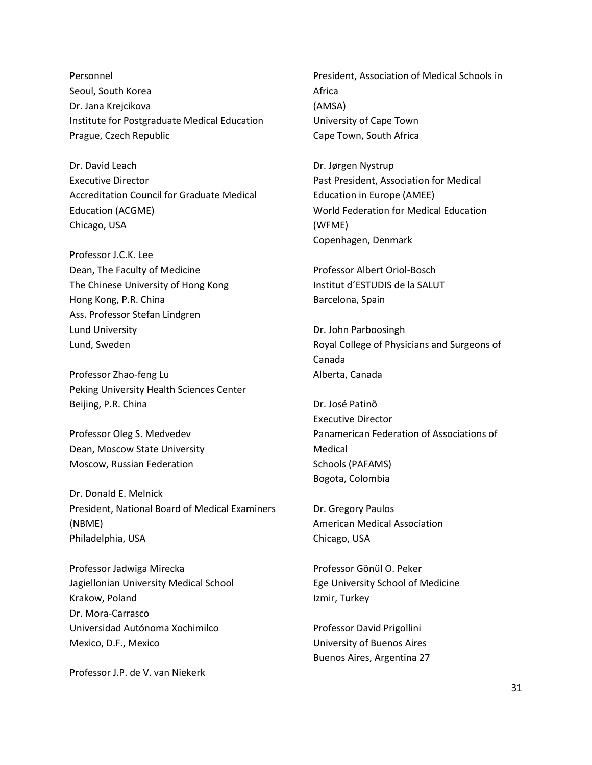Personnel
Seoul, South Korea
Dr. Jana Krejcikova
Institute for Postgraduate Medical Education
Prague, Czech Republic

Dr. David Leach
Executive Director
Accreditation Council for Graduate Medical Education (ACGME)
Chicago, USA

Professor J.C.K. Lee
Dean, The Faculty of Medicine
The Chinese University of Hong Kong
Hong Kong, P.R. China
Ass. Professor Stefan Lindgren
Lund University
Lund, Sweden

Professor Zhao-feng Lu
Peking University Health Sciences Center
Beijing, P.R. China

Professor Oleg S. Medvedev
Dean, Moscow State University
Moscow, Russian Federation

Dr. Donald E. Melnick
President, National Board of Medical Examiners (NBME)
Philadelphia, USA

Professor Jadwiga Mirecka
Jagiellonian University Medical School
Krakow, Poland
Dr. Mora-Carrasco
Universidad Autónoma Xochimilco
Mexico, D.F., Mexico

Professor J.P. de V. van Niekerk
President, Association of Medical Schools in Africa
(AMSA)
University of Cape Town
Cape Town, South Africa

Dr. Jørgen Nystrup
Past President, Association for Medical Education in Europe (AMEE)
World Federation for Medical Education (WFME)
Copenhagen, Denmark

Professor Albert Oriol-Bosch
Institut d´ESTUDIS de la SALUT
Barcelona, Spain

Dr. John Parboosingh
Royal College of Physicians and Surgeons of Canada
Alberta, Canada

Dr. José Patinõ
Executive Director
Panamerican Federation of Associations of Medical
Schools (PAFAMS)
Bogota, Colombia

Dr. Gregory Paulos
American Medical Association
Chicago, USA

Professor Gönül O. Peker
Ege University School of Medicine
Izmir, Turkey

Professor David Prigollini
University of Buenos Aires
Buenos Aires, Argentina 27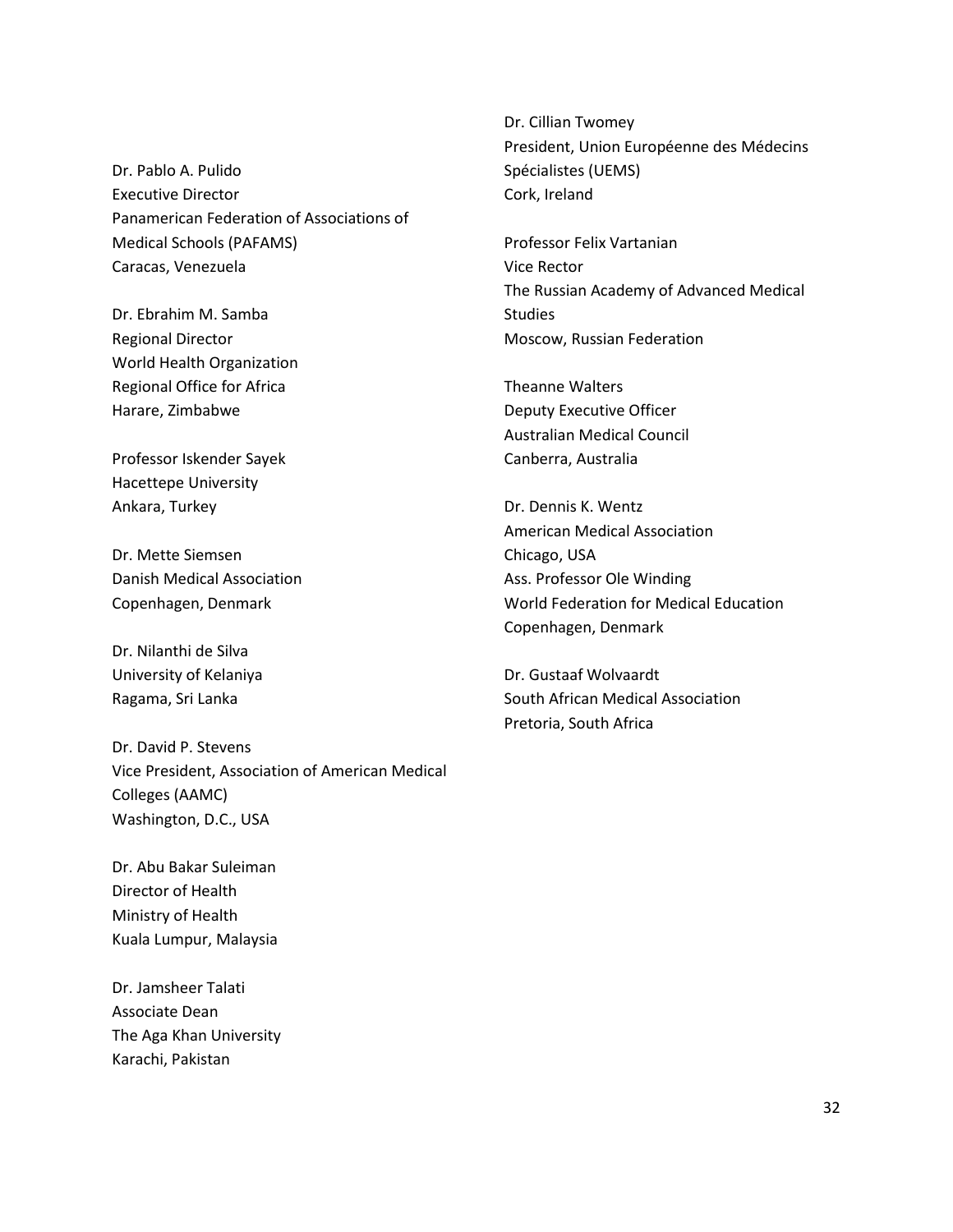Dr. Pablo A. Pulido  
Executive Director  
Panamerican Federation of Associations of Medical Schools (PAFAMS)  
Caracas, Venezuela

Dr. Ebrahim M. Samba  
Regional Director  
World Health Organization  
Regional Office for Africa  
Harare, Zimbabwe

Professor Iskender Sayek  
Hacettepe University  
Ankara, Turkey

Dr. Mette Siemsen  
Danish Medical Association  
Copenhagen, Denmark

Dr. Nilanthi de Silva  
University of Kelaniya  
Ragama, Sri Lanka

Dr. David P. Stevens  
Vice President, Association of American Medical Colleges (AAMC)  
Washington, D.C., USA

Dr. Abu Bakar Suleiman  
Director of Health  
Ministry of Health  
Kuala Lumpur, Malaysia

Dr. Jamsheer Talati  
Associate Dean  
The Aga Khan University  
Karachi, Pakistan

Dr. Cillian Twomey  
President, Union Européenne des Médecins Spécialistes (UEMS)  
Cork, Ireland

Professor Felix Vartanian  
Vice Rector  
The Russian Academy of Advanced Medical Studies  
Moscow, Russian Federation

Theanne Walters  
Deputy Executive Officer  
Australian Medical Council  
Canberra, Australia

Dr. Dennis K. Wentz  
American Medical Association  
Chicago, USA

Ass. Professor Ole Winding  
World Federation for Medical Education  
Copenhagen, Denmark

Dr. Gustaaf Wolvaardt  
South African Medical Association  
Pretoria, South Africa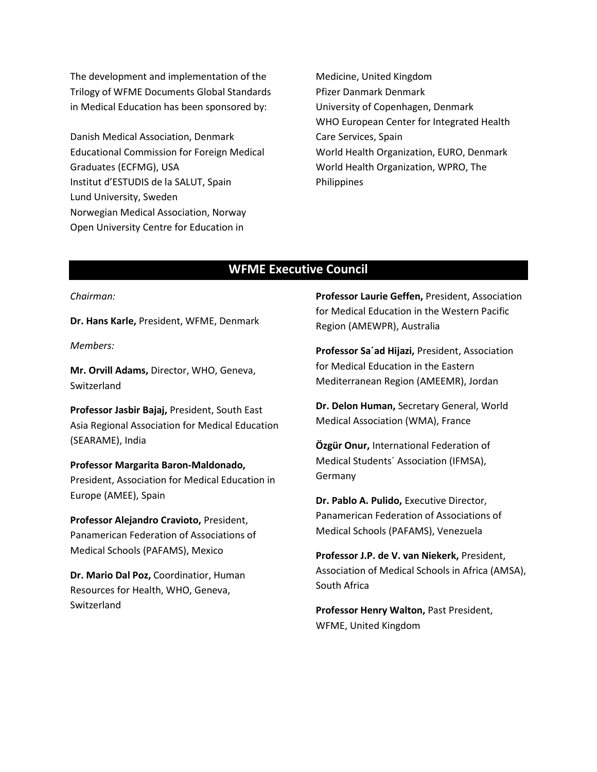The development and implementation of the Trilogy of WFME Documents Global Standards in Medical Education has been sponsored by:

Danish Medical Association, Denmark
Educational Commission for Foreign Medical Graduates (ECFMG), USA
Institut d'ESTUDIS de la SALUT, Spain
Lund University, Sweden
Norwegian Medical Association, Norway
Open University Centre for Education in Medicine, United Kingdom
Pfizer Danmark Denmark
University of Copenhagen, Denmark
WHO European Center for Integrated Health Care Services, Spain
World Health Organization, EURO, Denmark
World Health Organization, WPRO, The Philippines

## WFME Executive Council

*Chairman:*

**Dr. Hans Karle,** President, WFME, Denmark

*Members:*

**Mr. Orvill Adams,** Director, WHO, Geneva, Switzerland

**Professor Jasbir Bajaj,** President, South East Asia Regional Association for Medical Education (SEARAME), India

**Professor Margarita Baron-Maldonado,** President, Association for Medical Education in Europe (AMEE), Spain

**Professor Alejandro Cravioto,** President, Panamerican Federation of Associations of Medical Schools (PAFAMS), Mexico

**Dr. Mario Dal Poz,** Coordinatior, Human Resources for Health, WHO, Geneva, Switzerland

**Professor Laurie Geffen,** President, Association for Medical Education in the Western Pacific Region (AMEWPR), Australia

**Professor Sa´ad Hijazi,** President, Association for Medical Education in the Eastern Mediterranean Region (AMEEMR), Jordan

**Dr. Delon Human,** Secretary General, World Medical Association (WMA), France

**Özgür Onur,** International Federation of Medical Students´ Association (IFMSA), Germany

**Dr. Pablo A. Pulido,** Executive Director, Panamerican Federation of Associations of Medical Schools (PAFAMS), Venezuela

**Professor J.P. de V. van Niekerk,** President, Association of Medical Schools in Africa (AMSA), South Africa

**Professor Henry Walton,** Past President, WFME, United Kingdom